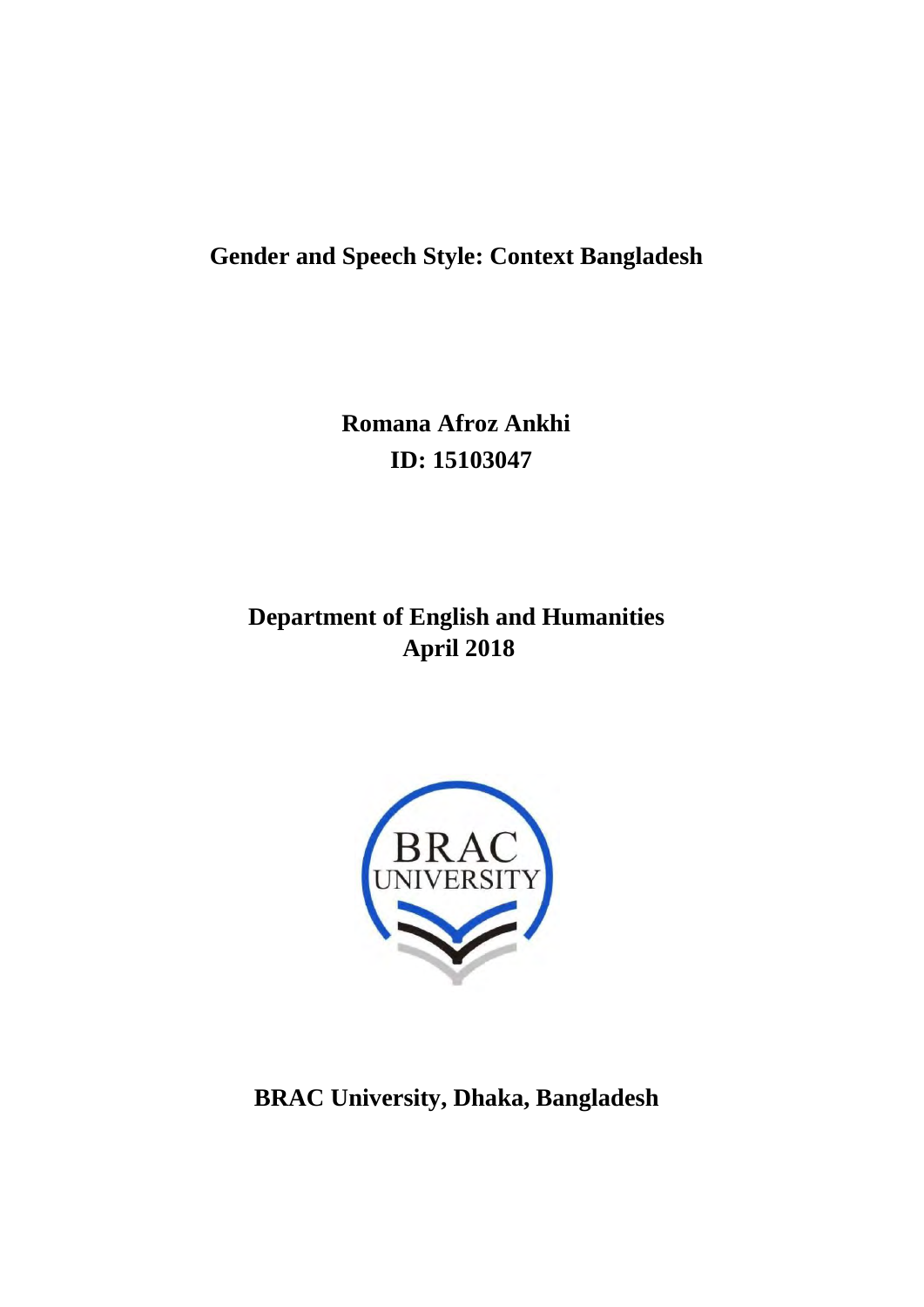# Gender and Speech Style: Context Bangladesh

**Romana Afroz Ankhi**

**ID: 15103047**

**Department of English and Humanities**

**April 2018**

**BRAC University, Dhaka, Bangladesh**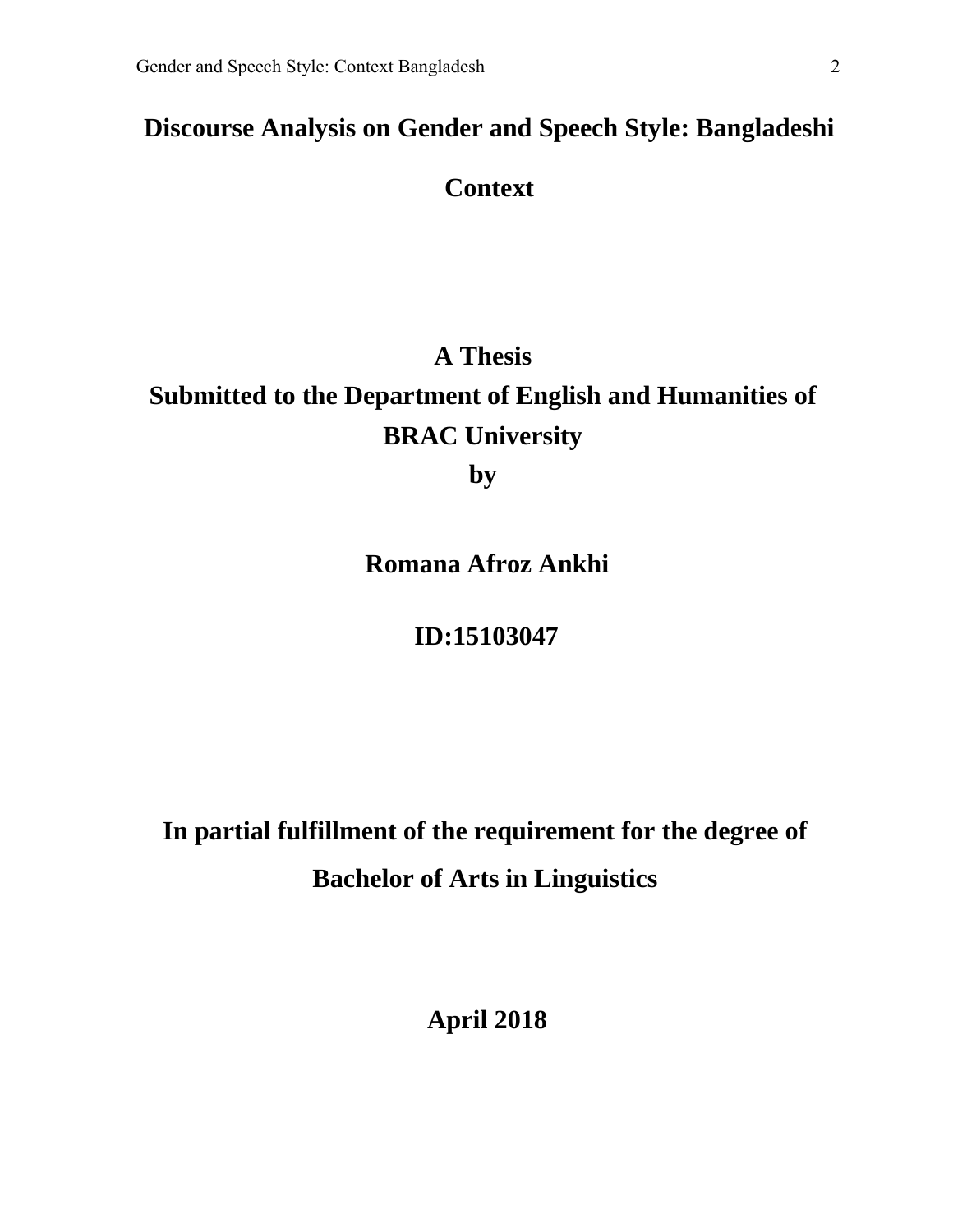# Discourse Analysis on Gender and Speech Style: Bangladeshi Context

**A Thesis**

**Submitted to the Department of English and Humanities of BRAC University**

**by**

**Romana Afroz Ankhi**

**ID:15103047**

**In partial fulfillment of the requirement for the degree of Bachelor of Arts in Linguistics**

**April 2018**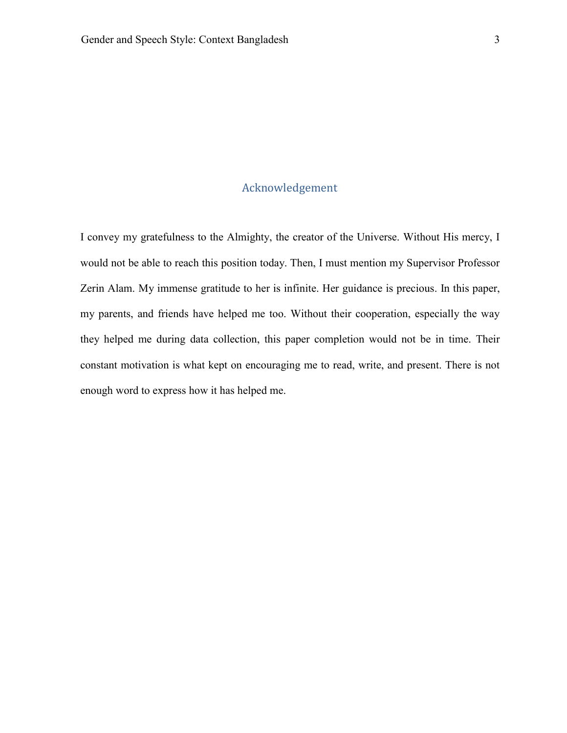# Acknowledgement

I convey my gratefulness to the Almighty, the creator of the Universe. Without His mercy, I would not be able to reach this position today. Then, I must mention my Supervisor Professor Zerin Alam. My immense gratitude to her is infinite. Her guidance is precious. In this paper, my parents, and friends have helped me too. Without their cooperation, especially the way they helped me during data collection, this paper completion would not be in time. Their constant motivation is what kept on encouraging me to read, write, and present. There is not enough word to express how it has helped me.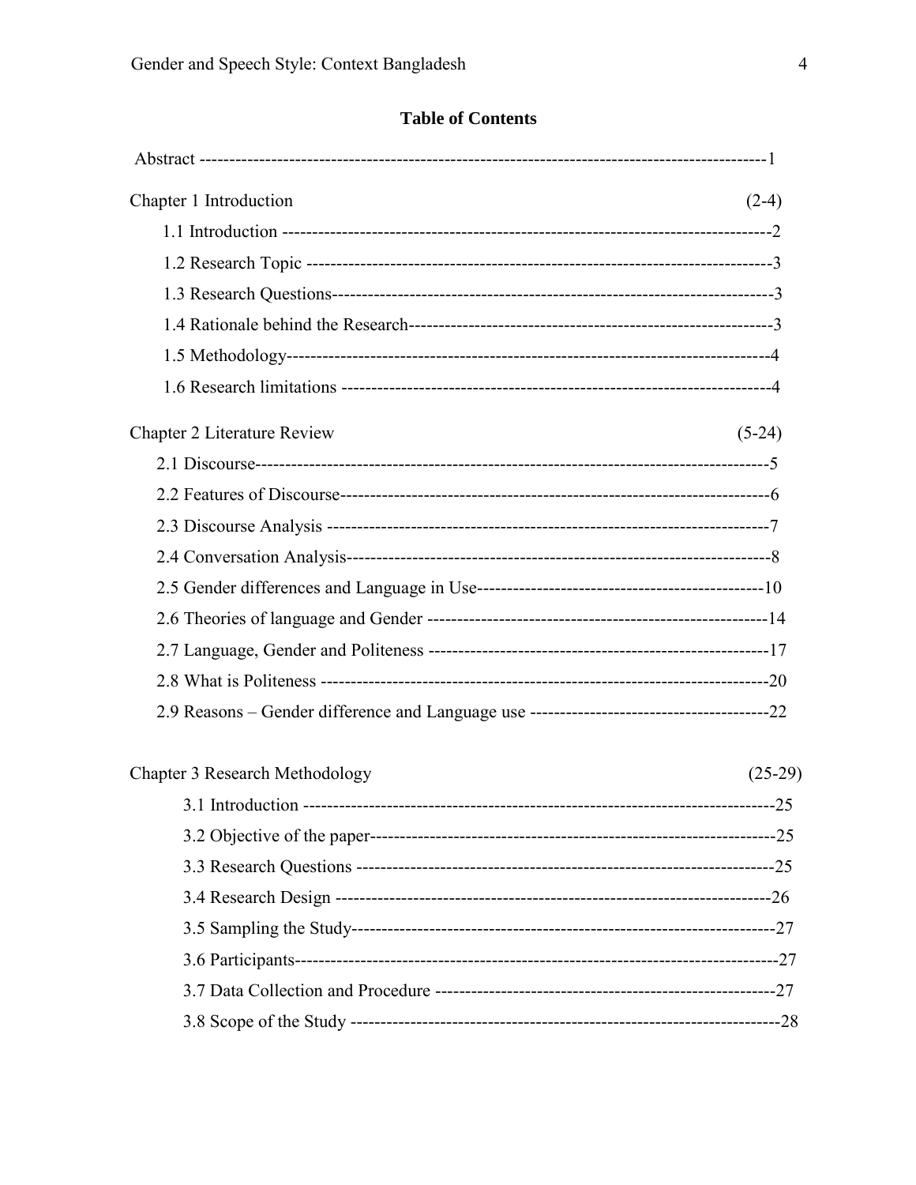## Table of Contents

Abstract ------------------------------------------------------------------------------------------1

Chapter 1 Introduction (2-4)

- 1.1 Introduction ---------------------------------------------------------------------------------2
- 1.2 Research Topic ------------------------------------------------------------------------------3
- 1.3 Research Questions--------------------------------------------------------------------------3
- 1.4 Rationale behind the Research------------------------------------------------------------3
- 1.5 Methodology---------------------------------------------------------------------------------4
- 1.6 Research limitations -----------------------------------------------------------------------4

Chapter 2 Literature Review (5-24)

- 2.1 Discourse-------------------------------------------------------------------------------------5
- 2.2 Features of Discourse----------------------------------------------------------------------6
- 2.3 Discourse Analysis -------------------------------------------------------------------------7
- 2.4 Conversation Analysis----------------------------------------------------------------------8
- 2.5 Gender differences and Language in Use-----------------------------------------------10
- 2.6 Theories of language and Gender --------------------------------------------------------14
- 2.7 Language, Gender and Politeness --------------------------------------------------------17
- 2.8 What is Politeness --------------------------------------------------------------------------20
- 2.9 Reasons – Gender difference and Language use ---------------------------------------22

Chapter 3 Research Methodology (25-29)

- 3.1 Introduction --------------------------------------------------------------------------------25
- 3.2 Objective of the paper---------------------------------------------------------------------25
- 3.3 Research Questions ------------------------------------------------------------------------25
- 3.4 Research Design ----------------------------------------------------------------------------26
- 3.5 Sampling the Study------------------------------------------------------------------------27
- 3.6 Participants----------------------------------------------------------------------------------27
- 3.7 Data Collection and Procedure -----------------------------------------------------------27
- 3.8 Scope of the Study -------------------------------------------------------------------------28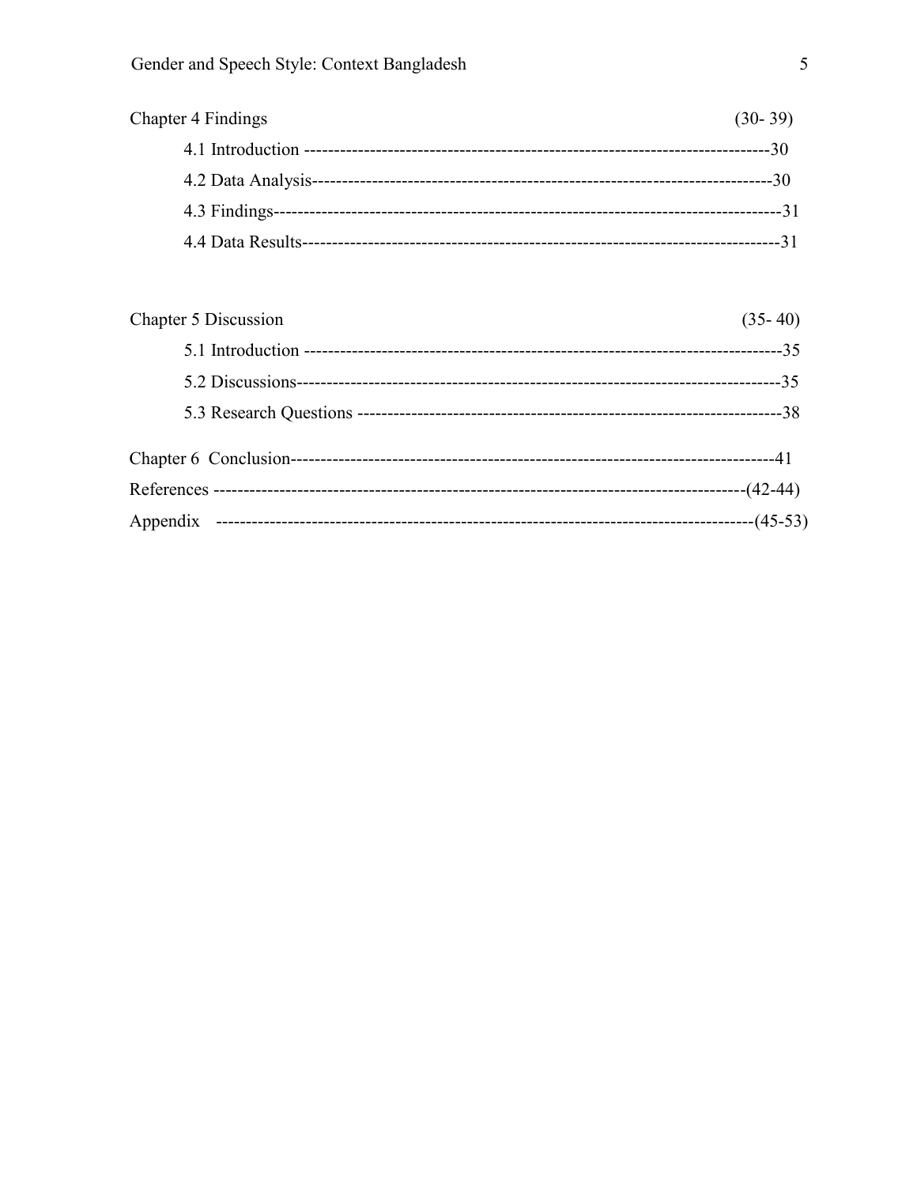Chapter 4 Findings (30- 39)

4.1 Introduction ---------------------------------------------------------------------------30

4.2 Data Analysis---------------------------------------------------------------------------30

4.3 Findings---------------------------------------------------------------------------------31

4.4 Data Results-----------------------------------------------------------------------------31

Chapter 5 Discussion (35- 40)

5.1 Introduction ---------------------------------------------------------------------------35

5.2 Discussions----------------------------------------------------------------------------35

5.3 Research Questions -----------------------------------------------------------------38

Chapter 6 Conclusion---------------------------------------------------------------------------41

References -----------------------------------------------------------------------------------(42-44)

Appendix -----------------------------------------------------------------------------------(45-53)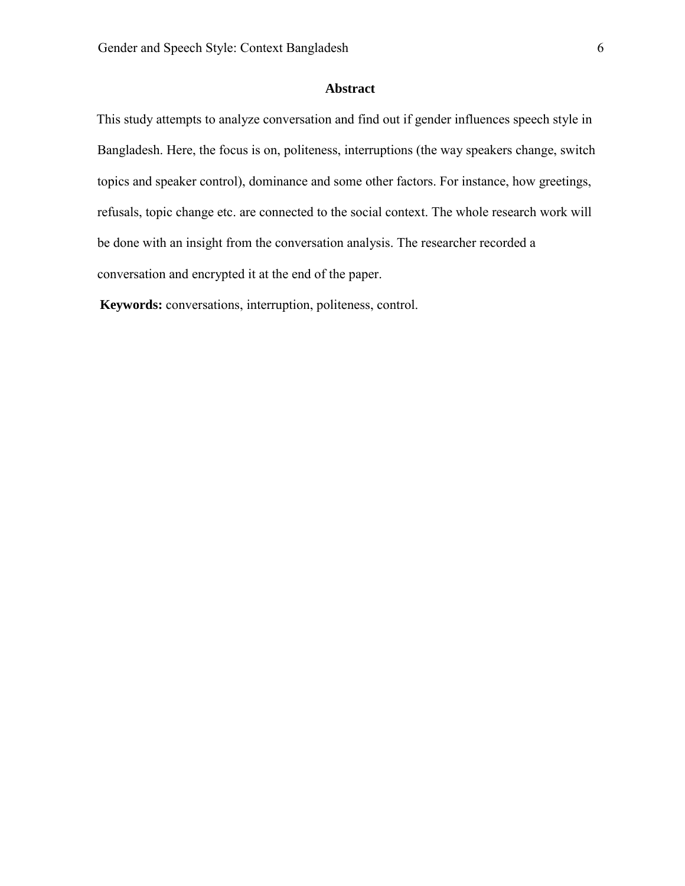## Abstract

This study attempts to analyze conversation and find out if gender influences speech style in Bangladesh. Here, the focus is on, politeness, interruptions (the way speakers change, switch topics and speaker control), dominance and some other factors. For instance, how greetings, refusals, topic change etc. are connected to the social context. The whole research work will be done with an insight from the conversation analysis. The researcher recorded a conversation and encrypted it at the end of the paper.

**Keywords:** conversations, interruption, politeness, control.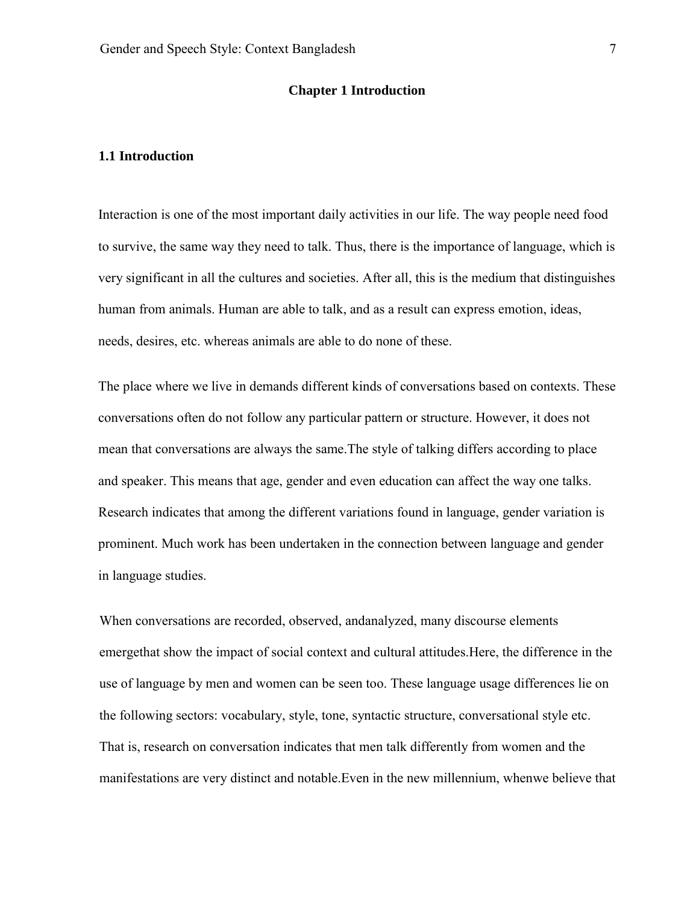# Chapter 1 Introduction

## 1.1 Introduction

Interaction is one of the most important daily activities in our life. The way people need food to survive, the same way they need to talk. Thus, there is the importance of language, which is very significant in all the cultures and societies. After all, this is the medium that distinguishes human from animals. Human are able to talk, and as a result can express emotion, ideas, needs, desires, etc. whereas animals are able to do none of these.

The place where we live in demands different kinds of conversations based on contexts. These conversations often do not follow any particular pattern or structure. However, it does not mean that conversations are always the same.The style of talking differs according to place and speaker. This means that age, gender and even education can affect the way one talks. Research indicates that among the different variations found in language, gender variation is prominent. Much work has been undertaken in the connection between language and gender in language studies.

When conversations are recorded, observed, andanalyzed, many discourse elements emergethat show the impact of social context and cultural attitudes.Here, the difference in the use of language by men and women can be seen too. These language usage differences lie on the following sectors: vocabulary, style, tone, syntactic structure, conversational style etc. That is, research on conversation indicates that men talk differently from women and the manifestations are very distinct and notable.Even in the new millennium, whenwe believe that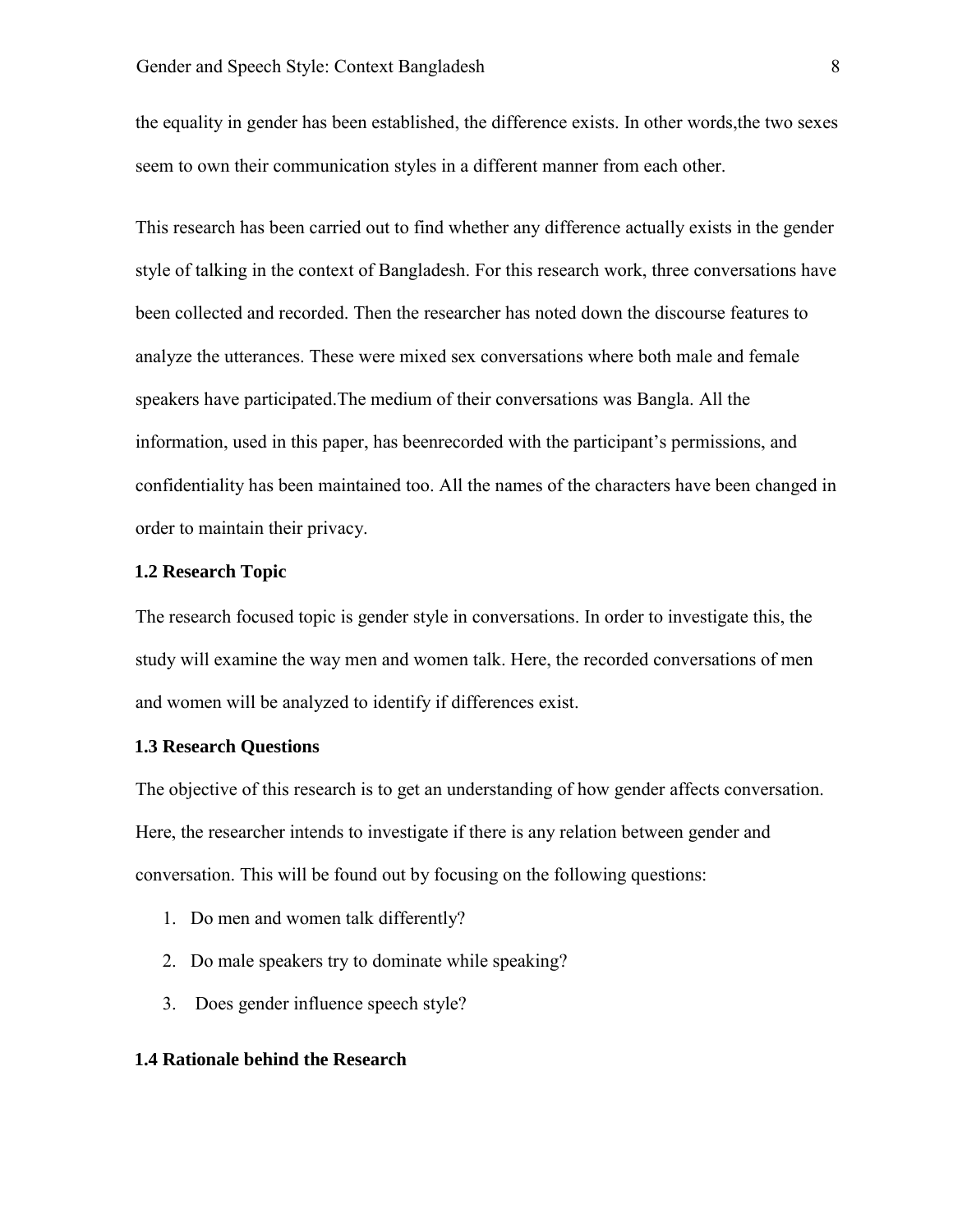the equality in gender has been established, the difference exists. In other words,the two sexes seem to own their communication styles in a different manner from each other.

This research has been carried out to find whether any difference actually exists in the gender style of talking in the context of Bangladesh. For this research work, three conversations have been collected and recorded. Then the researcher has noted down the discourse features to analyze the utterances. These were mixed sex conversations where both male and female speakers have participated.The medium of their conversations was Bangla. All the information, used in this paper, has beenrecorded with the participant's permissions, and confidentiality has been maintained too. All the names of the characters have been changed in order to maintain their privacy.

### 1.2 Research Topic

The research focused topic is gender style in conversations. In order to investigate this, the study will examine the way men and women talk. Here, the recorded conversations of men and women will be analyzed to identify if differences exist.

### 1.3 Research Questions

The objective of this research is to get an understanding of how gender affects conversation. Here, the researcher intends to investigate if there is any relation between gender and conversation. This will be found out by focusing on the following questions:

1. Do men and women talk differently?
2. Do male speakers try to dominate while speaking?
3. Does gender influence speech style?

### 1.4 Rationale behind the Research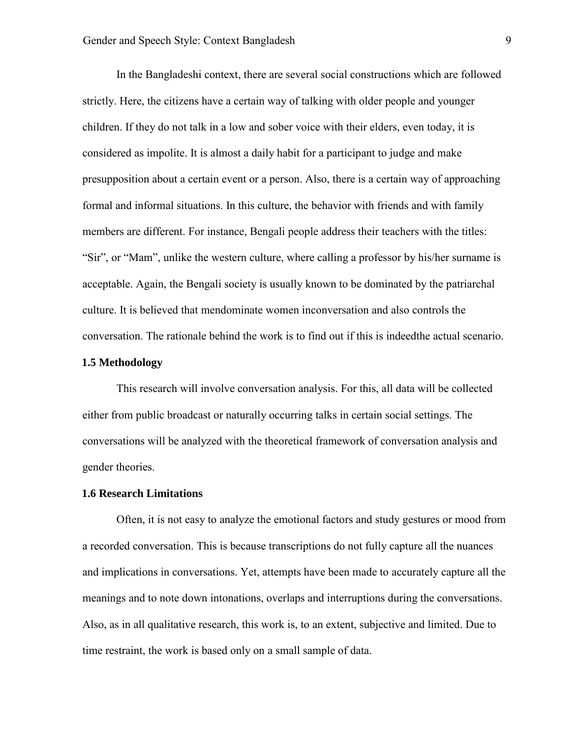In the Bangladeshi context, there are several social constructions which are followed strictly. Here, the citizens have a certain way of talking with older people and younger children. If they do not talk in a low and sober voice with their elders, even today, it is considered as impolite. It is almost a daily habit for a participant to judge and make presupposition about a certain event or a person. Also, there is a certain way of approaching formal and informal situations. In this culture, the behavior with friends and with family members are different. For instance, Bengali people address their teachers with the titles: "Sir", or "Mam", unlike the western culture, where calling a professor by his/her surname is acceptable. Again, the Bengali society is usually known to be dominated by the patriarchal culture. It is believed that mendominate women inconversation and also controls the conversation. The rationale behind the work is to find out if this is indeedthe actual scenario.

### 1.5 Methodology

This research will involve conversation analysis. For this, all data will be collected either from public broadcast or naturally occurring talks in certain social settings. The conversations will be analyzed with the theoretical framework of conversation analysis and gender theories.

### 1.6 Research Limitations

Often, it is not easy to analyze the emotional factors and study gestures or mood from a recorded conversation. This is because transcriptions do not fully capture all the nuances and implications in conversations. Yet, attempts have been made to accurately capture all the meanings and to note down intonations, overlaps and interruptions during the conversations. Also, as in all qualitative research, this work is, to an extent, subjective and limited. Due to time restraint, the work is based only on a small sample of data.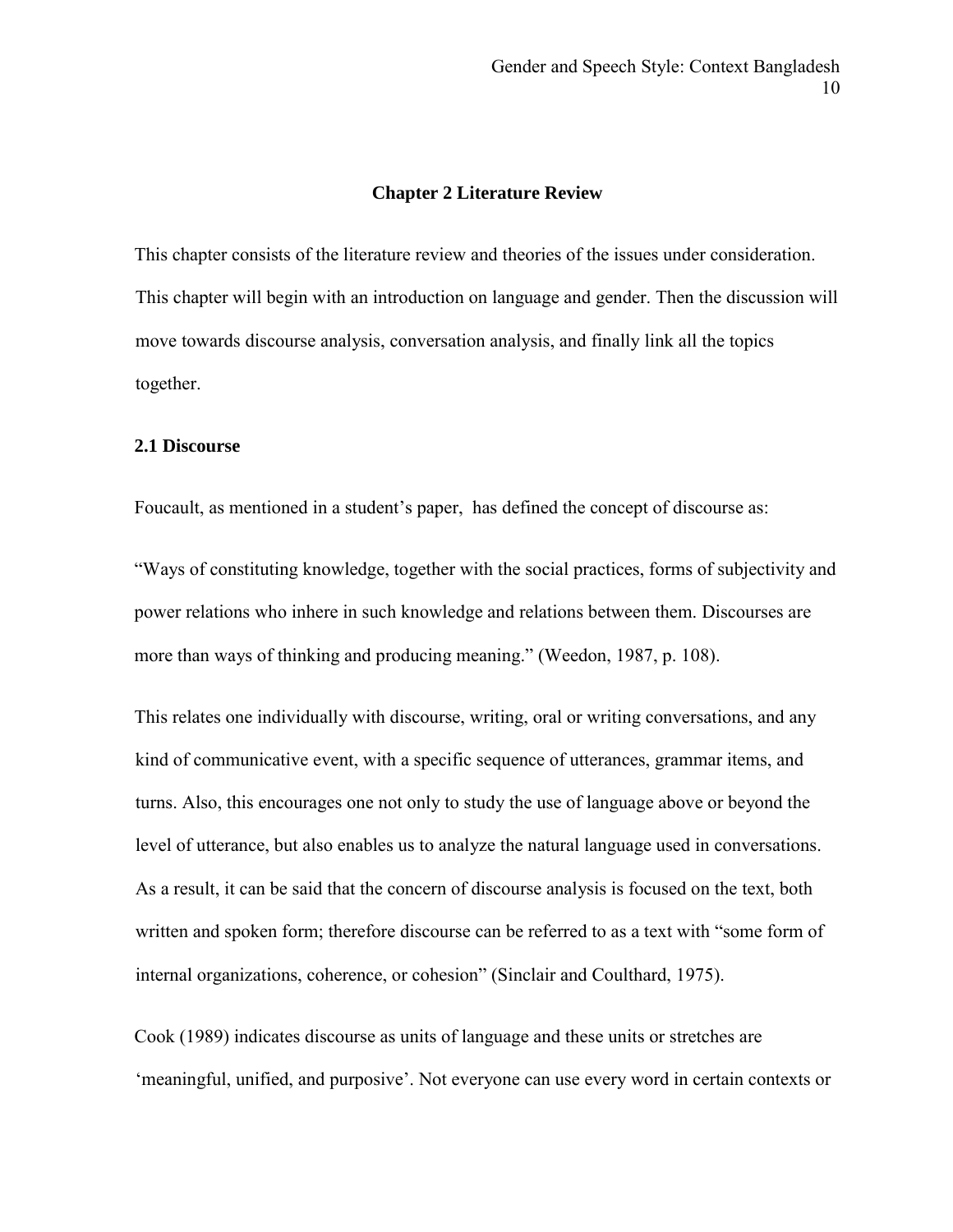## Chapter 2 Literature Review

This chapter consists of the literature review and theories of the issues under consideration. This chapter will begin with an introduction on language and gender. Then the discussion will move towards discourse analysis, conversation analysis, and finally link all the topics together.

### 2.1 Discourse

Foucault, as mentioned in a student's paper, has defined the concept of discourse as:

"Ways of constituting knowledge, together with the social practices, forms of subjectivity and power relations who inhere in such knowledge and relations between them. Discourses are more than ways of thinking and producing meaning." (Weedon, 1987, p. 108).

This relates one individually with discourse, writing, oral or writing conversations, and any kind of communicative event, with a specific sequence of utterances, grammar items, and turns. Also, this encourages one not only to study the use of language above or beyond the level of utterance, but also enables us to analyze the natural language used in conversations. As a result, it can be said that the concern of discourse analysis is focused on the text, both written and spoken form; therefore discourse can be referred to as a text with "some form of internal organizations, coherence, or cohesion" (Sinclair and Coulthard, 1975).

Cook (1989) indicates discourse as units of language and these units or stretches are 'meaningful, unified, and purposive'. Not everyone can use every word in certain contexts or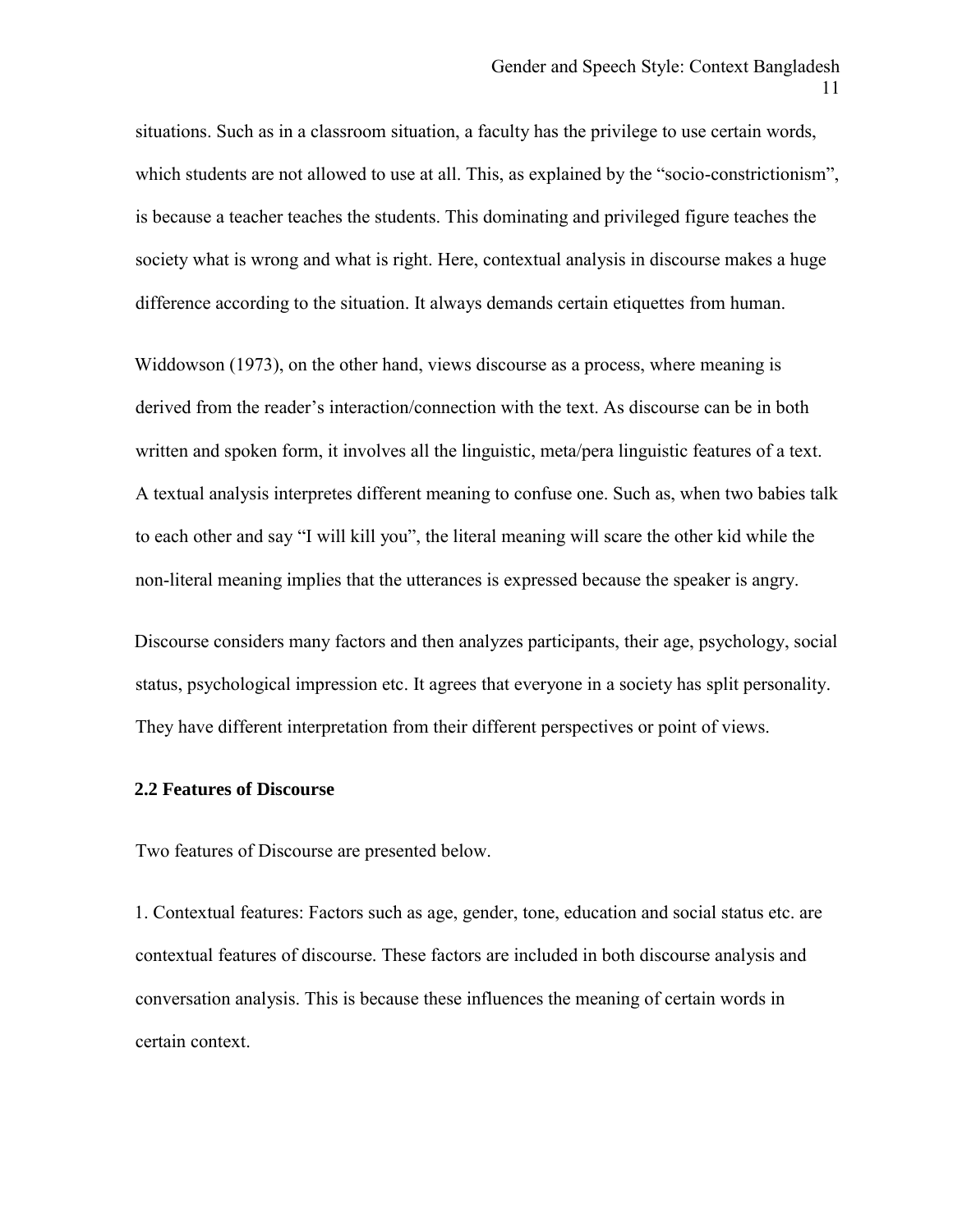situations. Such as in a classroom situation, a faculty has the privilege to use certain words, which students are not allowed to use at all. This, as explained by the "socio-constrictionism", is because a teacher teaches the students. This dominating and privileged figure teaches the society what is wrong and what is right. Here, contextual analysis in discourse makes a huge difference according to the situation. It always demands certain etiquettes from human.

Widdowson (1973), on the other hand, views discourse as a process, where meaning is derived from the reader's interaction/connection with the text. As discourse can be in both written and spoken form, it involves all the linguistic, meta/pera linguistic features of a text. A textual analysis interpretes different meaning to confuse one. Such as, when two babies talk to each other and say "I will kill you", the literal meaning will scare the other kid while the non-literal meaning implies that the utterances is expressed because the speaker is angry.

Discourse considers many factors and then analyzes participants, their age, psychology, social status, psychological impression etc. It agrees that everyone in a society has split personality. They have different interpretation from their different perspectives or point of views.

### 2.2 Features of Discourse

Two features of Discourse are presented below.

1. Contextual features: Factors such as age, gender, tone, education and social status etc. are contextual features of discourse. These factors are included in both discourse analysis and conversation analysis. This is because these influences the meaning of certain words in certain context.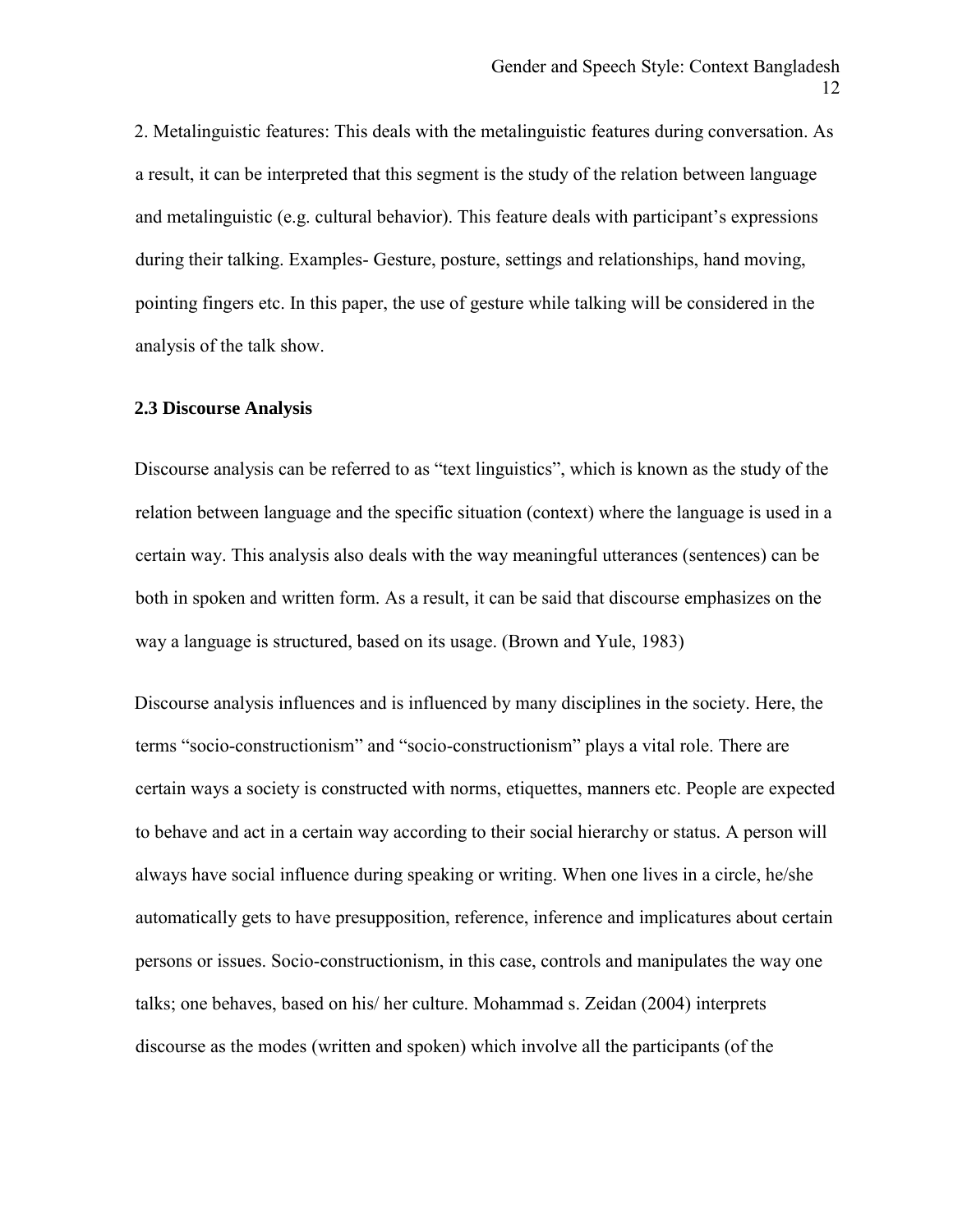2. Metalinguistic features: This deals with the metalinguistic features during conversation. As a result, it can be interpreted that this segment is the study of the relation between language and metalinguistic (e.g. cultural behavior). This feature deals with participant's expressions during their talking. Examples- Gesture, posture, settings and relationships, hand moving, pointing fingers etc. In this paper, the use of gesture while talking will be considered in the analysis of the talk show.

### 2.3 Discourse Analysis

Discourse analysis can be referred to as "text linguistics", which is known as the study of the relation between language and the specific situation (context) where the language is used in a certain way. This analysis also deals with the way meaningful utterances (sentences) can be both in spoken and written form. As a result, it can be said that discourse emphasizes on the way a language is structured, based on its usage. (Brown and Yule, 1983)

Discourse analysis influences and is influenced by many disciplines in the society. Here, the terms "socio-constructionism" and "socio-constructionism" plays a vital role. There are certain ways a society is constructed with norms, etiquettes, manners etc. People are expected to behave and act in a certain way according to their social hierarchy or status. A person will always have social influence during speaking or writing. When one lives in a circle, he/she automatically gets to have presupposition, reference, inference and implicatures about certain persons or issues. Socio-constructionism, in this case, controls and manipulates the way one talks; one behaves, based on his/ her culture. Mohammad s. Zeidan (2004) interprets discourse as the modes (written and spoken) which involve all the participants (of the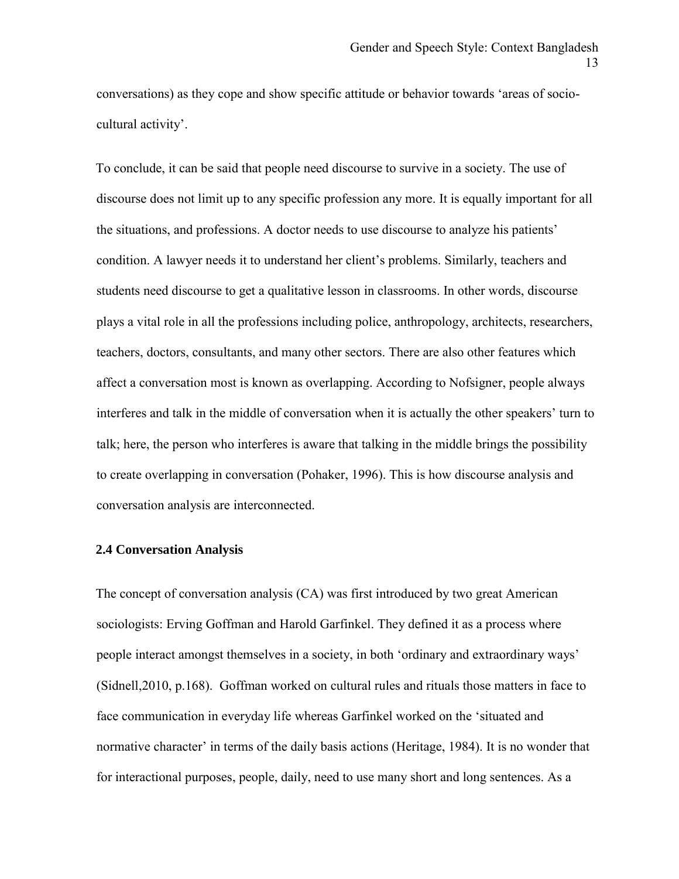conversations) as they cope and show specific attitude or behavior towards 'areas of socio-cultural activity'.

To conclude, it can be said that people need discourse to survive in a society. The use of discourse does not limit up to any specific profession any more. It is equally important for all the situations, and professions. A doctor needs to use discourse to analyze his patients' condition. A lawyer needs it to understand her client's problems. Similarly, teachers and students need discourse to get a qualitative lesson in classrooms. In other words, discourse plays a vital role in all the professions including police, anthropology, architects, researchers, teachers, doctors, consultants, and many other sectors. There are also other features which affect a conversation most is known as overlapping. According to Nofsigner, people always interferes and talk in the middle of conversation when it is actually the other speakers' turn to talk; here, the person who interferes is aware that talking in the middle brings the possibility to create overlapping in conversation (Pohaker, 1996). This is how discourse analysis and conversation analysis are interconnected.

### 2.4 Conversation Analysis

The concept of conversation analysis (CA) was first introduced by two great American sociologists: Erving Goffman and Harold Garfinkel. They defined it as a process where people interact amongst themselves in a society, in both 'ordinary and extraordinary ways' (Sidnell,2010, p.168). Goffman worked on cultural rules and rituals those matters in face to face communication in everyday life whereas Garfinkel worked on the 'situated and normative character' in terms of the daily basis actions (Heritage, 1984). It is no wonder that for interactional purposes, people, daily, need to use many short and long sentences. As a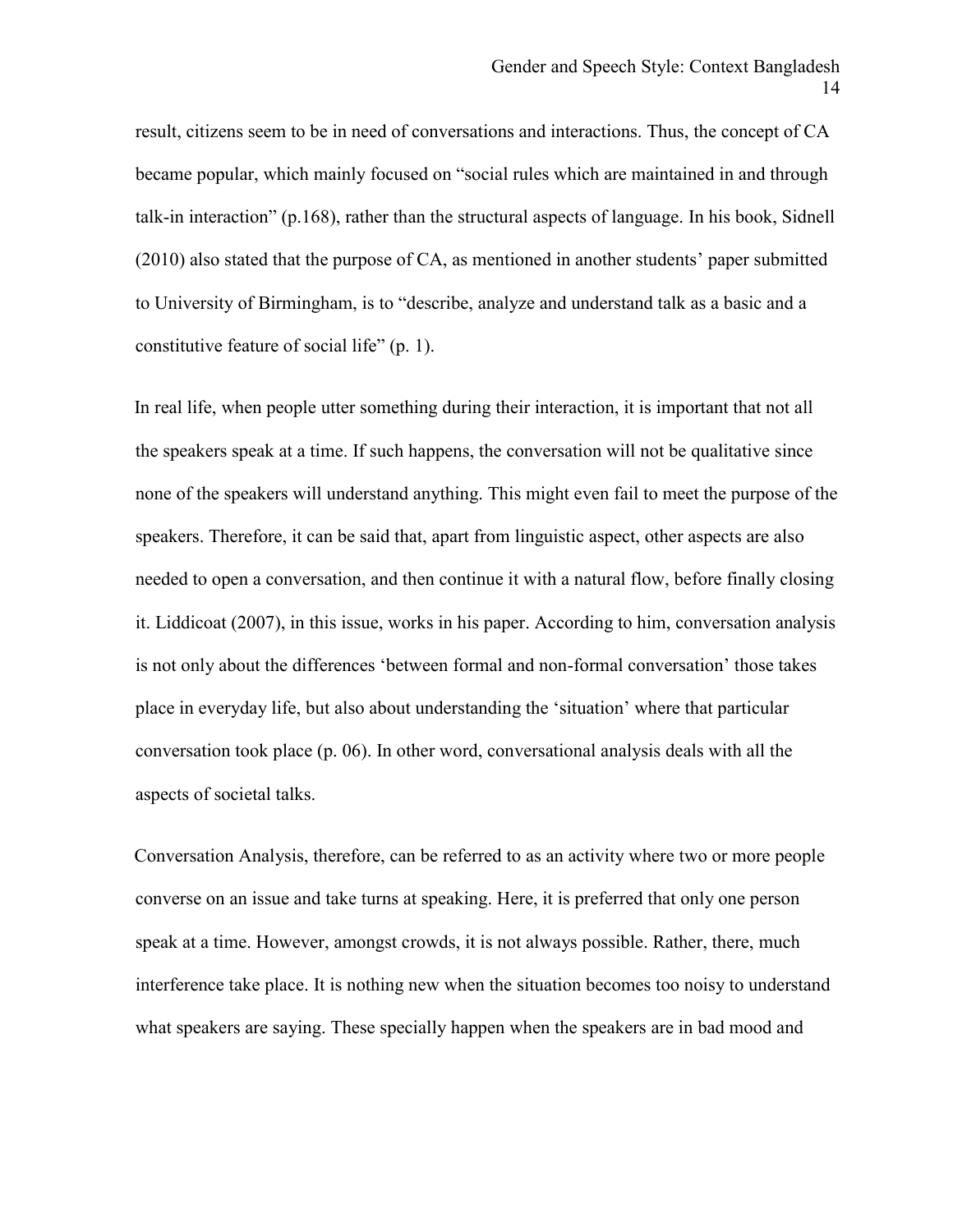result, citizens seem to be in need of conversations and interactions. Thus, the concept of CA became popular, which mainly focused on "social rules which are maintained in and through talk-in interaction" (p.168), rather than the structural aspects of language. In his book, Sidnell (2010) also stated that the purpose of CA, as mentioned in another students' paper submitted to University of Birmingham, is to "describe, analyze and understand talk as a basic and a constitutive feature of social life" (p. 1).

In real life, when people utter something during their interaction, it is important that not all the speakers speak at a time. If such happens, the conversation will not be qualitative since none of the speakers will understand anything. This might even fail to meet the purpose of the speakers. Therefore, it can be said that, apart from linguistic aspect, other aspects are also needed to open a conversation, and then continue it with a natural flow, before finally closing it. Liddicoat (2007), in this issue, works in his paper. According to him, conversation analysis is not only about the differences 'between formal and non-formal conversation' those takes place in everyday life, but also about understanding the 'situation' where that particular conversation took place (p. 06). In other word, conversational analysis deals with all the aspects of societal talks.

Conversation Analysis, therefore, can be referred to as an activity where two or more people converse on an issue and take turns at speaking. Here, it is preferred that only one person speak at a time. However, amongst crowds, it is not always possible. Rather, there, much interference take place. It is nothing new when the situation becomes too noisy to understand what speakers are saying. These specially happen when the speakers are in bad mood and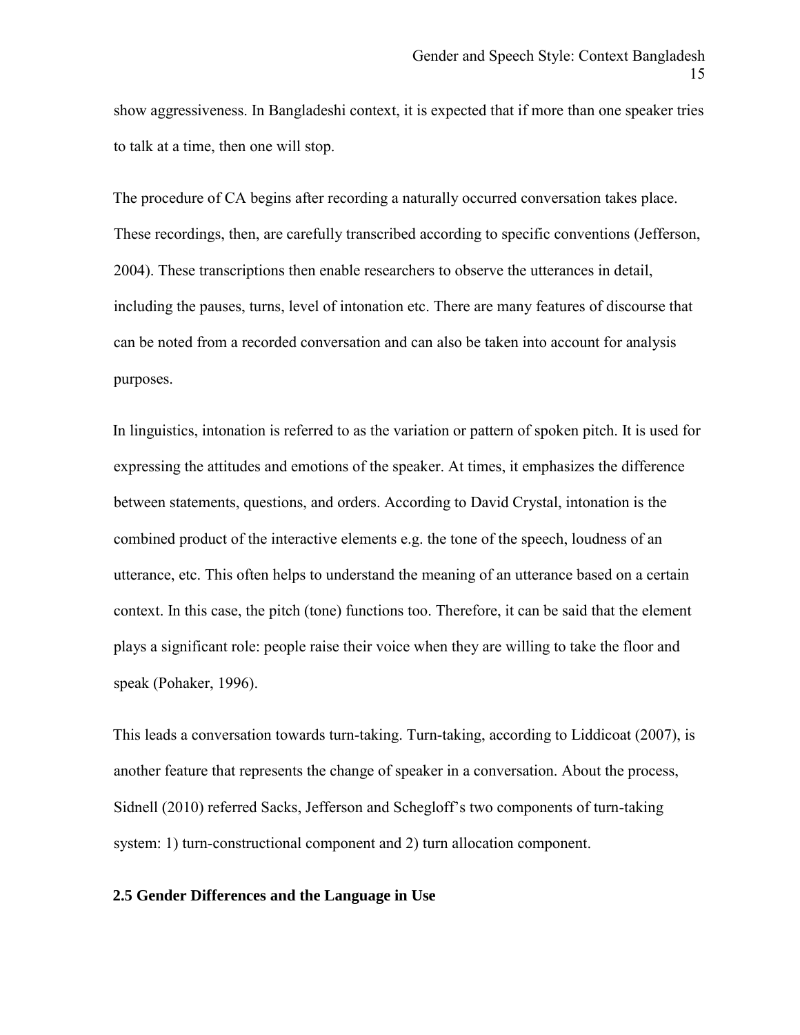show aggressiveness. In Bangladeshi context, it is expected that if more than one speaker tries to talk at a time, then one will stop.

The procedure of CA begins after recording a naturally occurred conversation takes place. These recordings, then, are carefully transcribed according to specific conventions (Jefferson, 2004). These transcriptions then enable researchers to observe the utterances in detail, including the pauses, turns, level of intonation etc. There are many features of discourse that can be noted from a recorded conversation and can also be taken into account for analysis purposes.

In linguistics, intonation is referred to as the variation or pattern of spoken pitch. It is used for expressing the attitudes and emotions of the speaker. At times, it emphasizes the difference between statements, questions, and orders. According to David Crystal, intonation is the combined product of the interactive elements e.g. the tone of the speech, loudness of an utterance, etc. This often helps to understand the meaning of an utterance based on a certain context. In this case, the pitch (tone) functions too. Therefore, it can be said that the element plays a significant role: people raise their voice when they are willing to take the floor and speak (Pohaker, 1996).

This leads a conversation towards turn-taking. Turn-taking, according to Liddicoat (2007), is another feature that represents the change of speaker in a conversation. About the process, Sidnell (2010) referred Sacks, Jefferson and Schegloff's two components of turn-taking system: 1) turn-constructional component and 2) turn allocation component.

### 2.5 Gender Differences and the Language in Use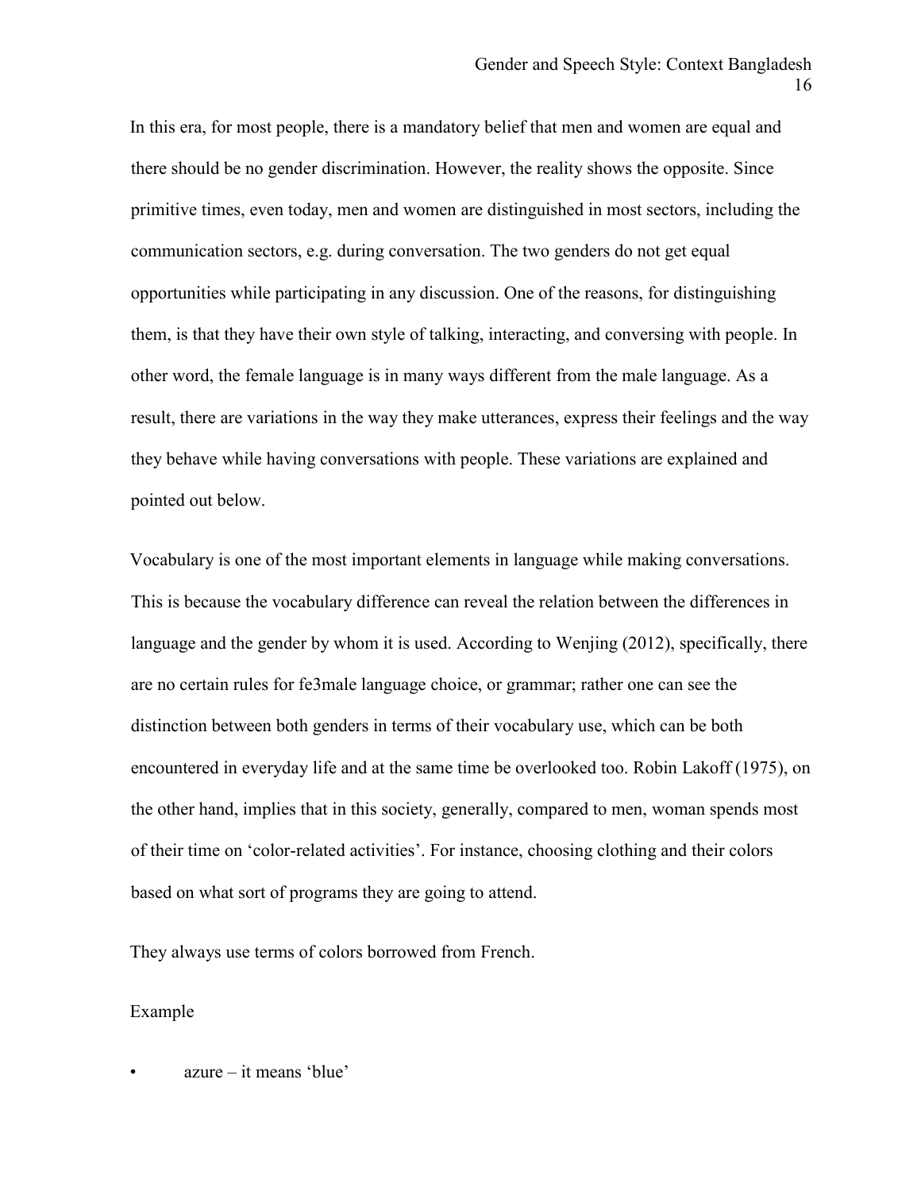In this era, for most people, there is a mandatory belief that men and women are equal and there should be no gender discrimination. However, the reality shows the opposite. Since primitive times, even today, men and women are distinguished in most sectors, including the communication sectors, e.g. during conversation. The two genders do not get equal opportunities while participating in any discussion. One of the reasons, for distinguishing them, is that they have their own style of talking, interacting, and conversing with people. In other word, the female language is in many ways different from the male language. As a result, there are variations in the way they make utterances, express their feelings and the way they behave while having conversations with people. These variations are explained and pointed out below.

Vocabulary is one of the most important elements in language while making conversations. This is because the vocabulary difference can reveal the relation between the differences in language and the gender by whom it is used. According to Wenjing (2012), specifically, there are no certain rules for fe3male language choice, or grammar; rather one can see the distinction between both genders in terms of their vocabulary use, which can be both encountered in everyday life and at the same time be overlooked too. Robin Lakoff (1975), on the other hand, implies that in this society, generally, compared to men, woman spends most of their time on 'color-related activities'. For instance, choosing clothing and their colors based on what sort of programs they are going to attend.

They always use terms of colors borrowed from French.

Example

- azure – it means 'blue'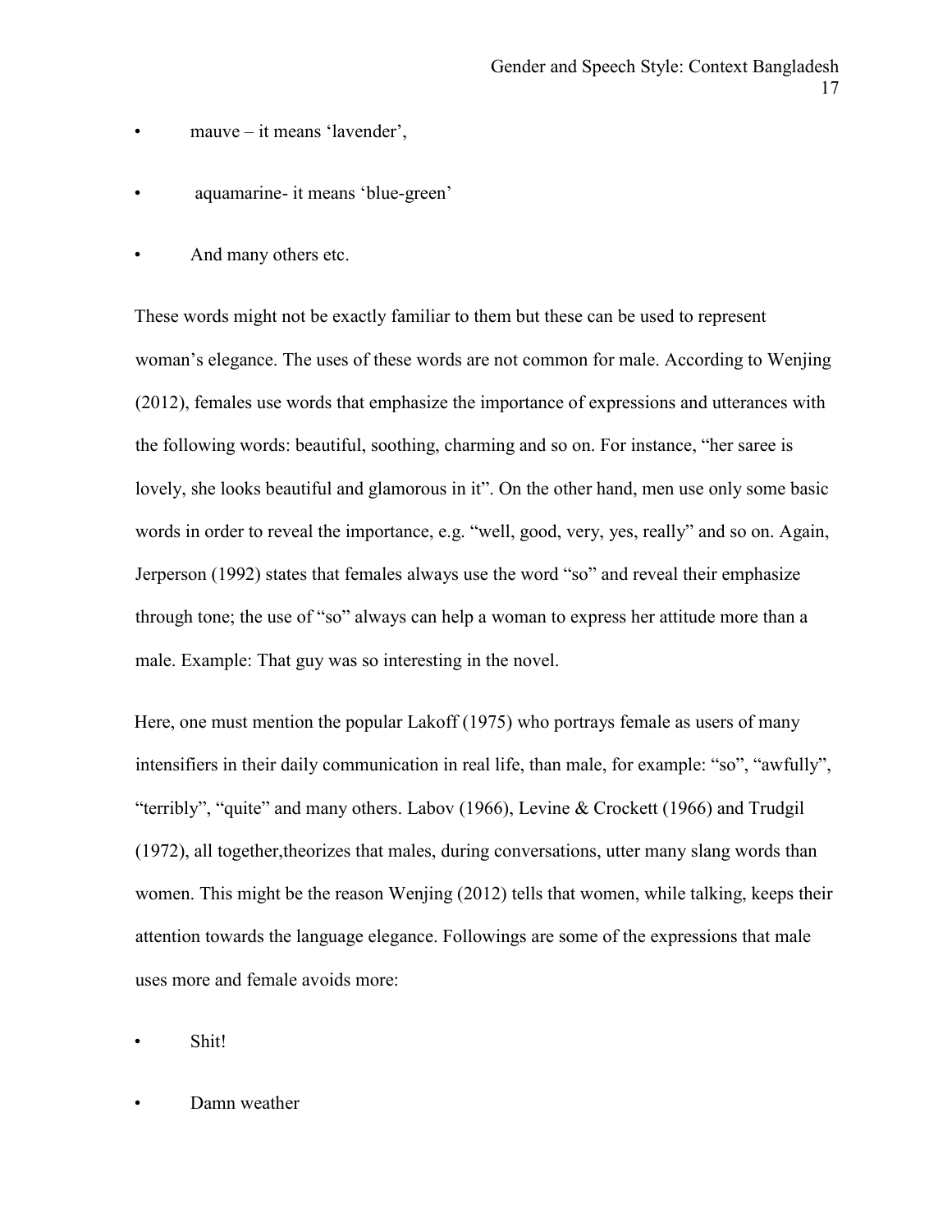- mauve – it means 'lavender',
- aquamarine- it means 'blue-green'
- And many others etc.

These words might not be exactly familiar to them but these can be used to represent woman's elegance. The uses of these words are not common for male. According to Wenjing (2012), females use words that emphasize the importance of expressions and utterances with the following words: beautiful, soothing, charming and so on. For instance, "her saree is lovely, she looks beautiful and glamorous in it". On the other hand, men use only some basic words in order to reveal the importance, e.g. "well, good, very, yes, really" and so on. Again, Jerperson (1992) states that females always use the word "so" and reveal their emphasize through tone; the use of "so" always can help a woman to express her attitude more than a male. Example: That guy was so interesting in the novel.

Here, one must mention the popular Lakoff (1975) who portrays female as users of many intensifiers in their daily communication in real life, than male, for example: "so", "awfully", "terribly", "quite" and many others. Labov (1966), Levine & Crockett (1966) and Trudgil (1972), all together,theorizes that males, during conversations, utter many slang words than women. This might be the reason Wenjing (2012) tells that women, while talking, keeps their attention towards the language elegance. Followings are some of the expressions that male uses more and female avoids more:

- Shit!
- Damn weather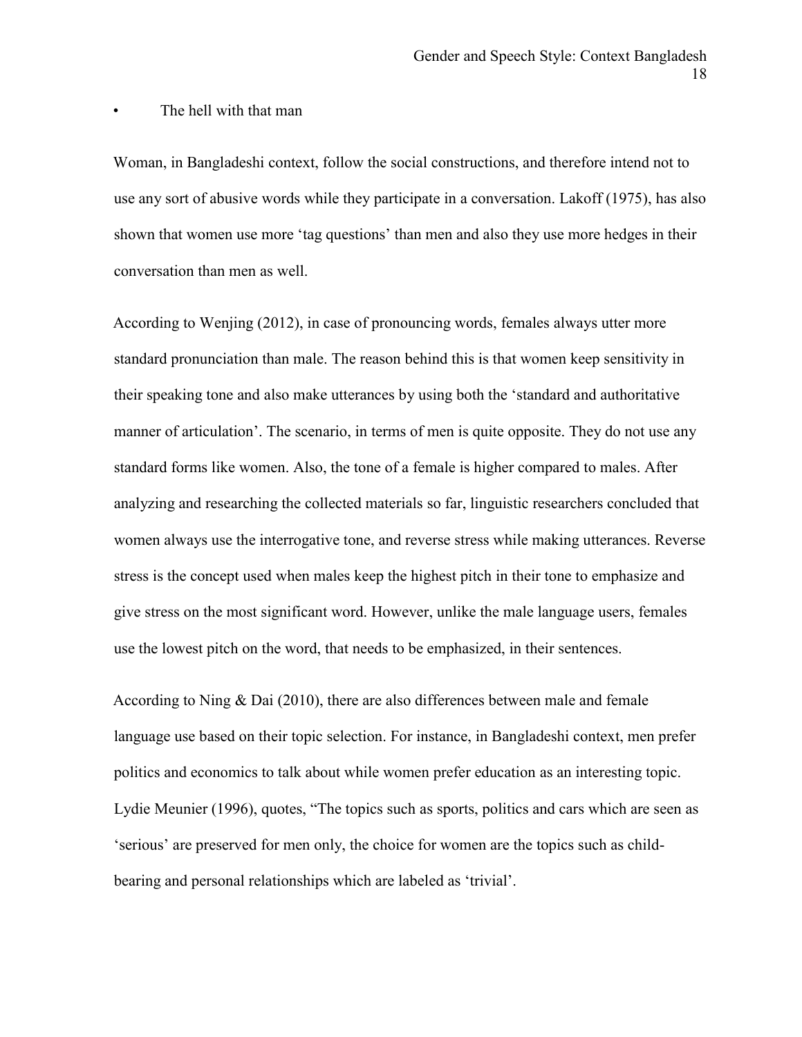- The hell with that man

Woman, in Bangladeshi context, follow the social constructions, and therefore intend not to use any sort of abusive words while they participate in a conversation. Lakoff (1975), has also shown that women use more 'tag questions' than men and also they use more hedges in their conversation than men as well.

According to Wenjing (2012), in case of pronouncing words, females always utter more standard pronunciation than male. The reason behind this is that women keep sensitivity in their speaking tone and also make utterances by using both the 'standard and authoritative manner of articulation'. The scenario, in terms of men is quite opposite. They do not use any standard forms like women. Also, the tone of a female is higher compared to males. After analyzing and researching the collected materials so far, linguistic researchers concluded that women always use the interrogative tone, and reverse stress while making utterances. Reverse stress is the concept used when males keep the highest pitch in their tone to emphasize and give stress on the most significant word. However, unlike the male language users, females use the lowest pitch on the word, that needs to be emphasized, in their sentences.

According to Ning & Dai (2010), there are also differences between male and female language use based on their topic selection. For instance, in Bangladeshi context, men prefer politics and economics to talk about while women prefer education as an interesting topic. Lydie Meunier (1996), quotes, "The topics such as sports, politics and cars which are seen as 'serious' are preserved for men only, the choice for women are the topics such as child-bearing and personal relationships which are labeled as 'trivial'.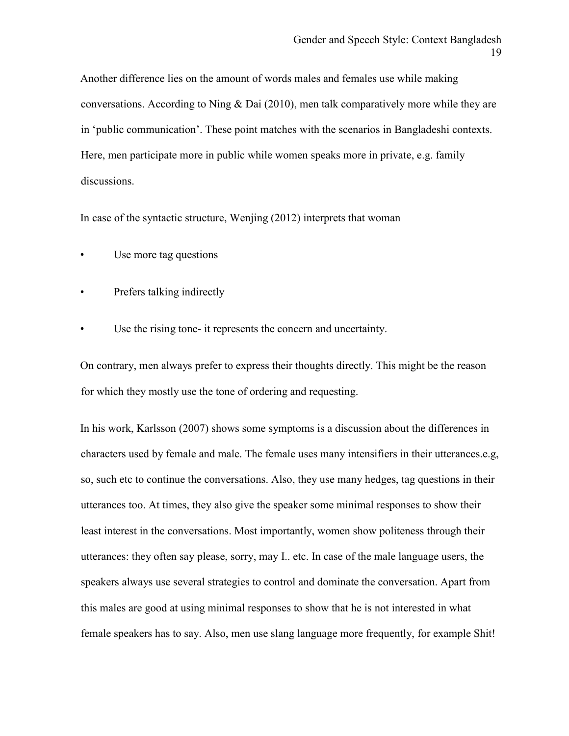Another difference lies on the amount of words males and females use while making conversations. According to Ning & Dai (2010), men talk comparatively more while they are in 'public communication'. These point matches with the scenarios in Bangladeshi contexts. Here, men participate more in public while women speaks more in private, e.g. family discussions.

In case of the syntactic structure, Wenjing (2012) interprets that woman

- Use more tag questions
- Prefers talking indirectly
- Use the rising tone- it represents the concern and uncertainty.

On contrary, men always prefer to express their thoughts directly. This might be the reason for which they mostly use the tone of ordering and requesting.

In his work, Karlsson (2007) shows some symptoms is a discussion about the differences in characters used by female and male. The female uses many intensifiers in their utterances.e.g, so, such etc to continue the conversations. Also, they use many hedges, tag questions in their utterances too. At times, they also give the speaker some minimal responses to show their least interest in the conversations. Most importantly, women show politeness through their utterances: they often say please, sorry, may I.. etc. In case of the male language users, the speakers always use several strategies to control and dominate the conversation. Apart from this males are good at using minimal responses to show that he is not interested in what female speakers has to say. Also, men use slang language more frequently, for example Shit!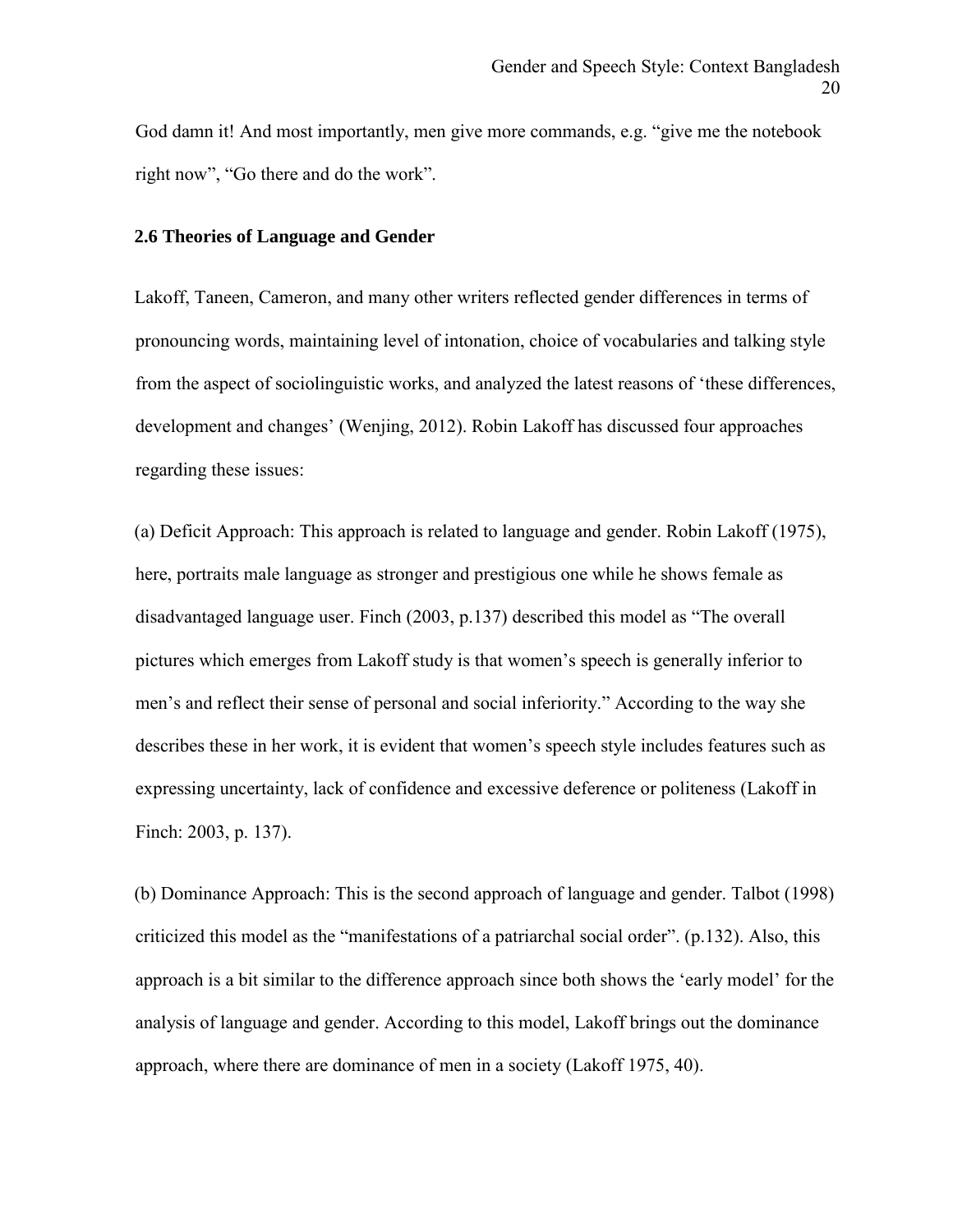God damn it! And most importantly, men give more commands, e.g. "give me the notebook right now", "Go there and do the work".

### 2.6 Theories of Language and Gender

Lakoff, Taneen, Cameron, and many other writers reflected gender differences in terms of pronouncing words, maintaining level of intonation, choice of vocabularies and talking style from the aspect of sociolinguistic works, and analyzed the latest reasons of 'these differences, development and changes' (Wenjing, 2012). Robin Lakoff has discussed four approaches regarding these issues:

(a) Deficit Approach: This approach is related to language and gender. Robin Lakoff (1975), here, portraits male language as stronger and prestigious one while he shows female as disadvantaged language user. Finch (2003, p.137) described this model as "The overall pictures which emerges from Lakoff study is that women's speech is generally inferior to men's and reflect their sense of personal and social inferiority." According to the way she describes these in her work, it is evident that women's speech style includes features such as expressing uncertainty, lack of confidence and excessive deference or politeness (Lakoff in Finch: 2003, p. 137).

(b) Dominance Approach: This is the second approach of language and gender. Talbot (1998) criticized this model as the "manifestations of a patriarchal social order". (p.132). Also, this approach is a bit similar to the difference approach since both shows the 'early model' for the analysis of language and gender. According to this model, Lakoff brings out the dominance approach, where there are dominance of men in a society (Lakoff 1975, 40).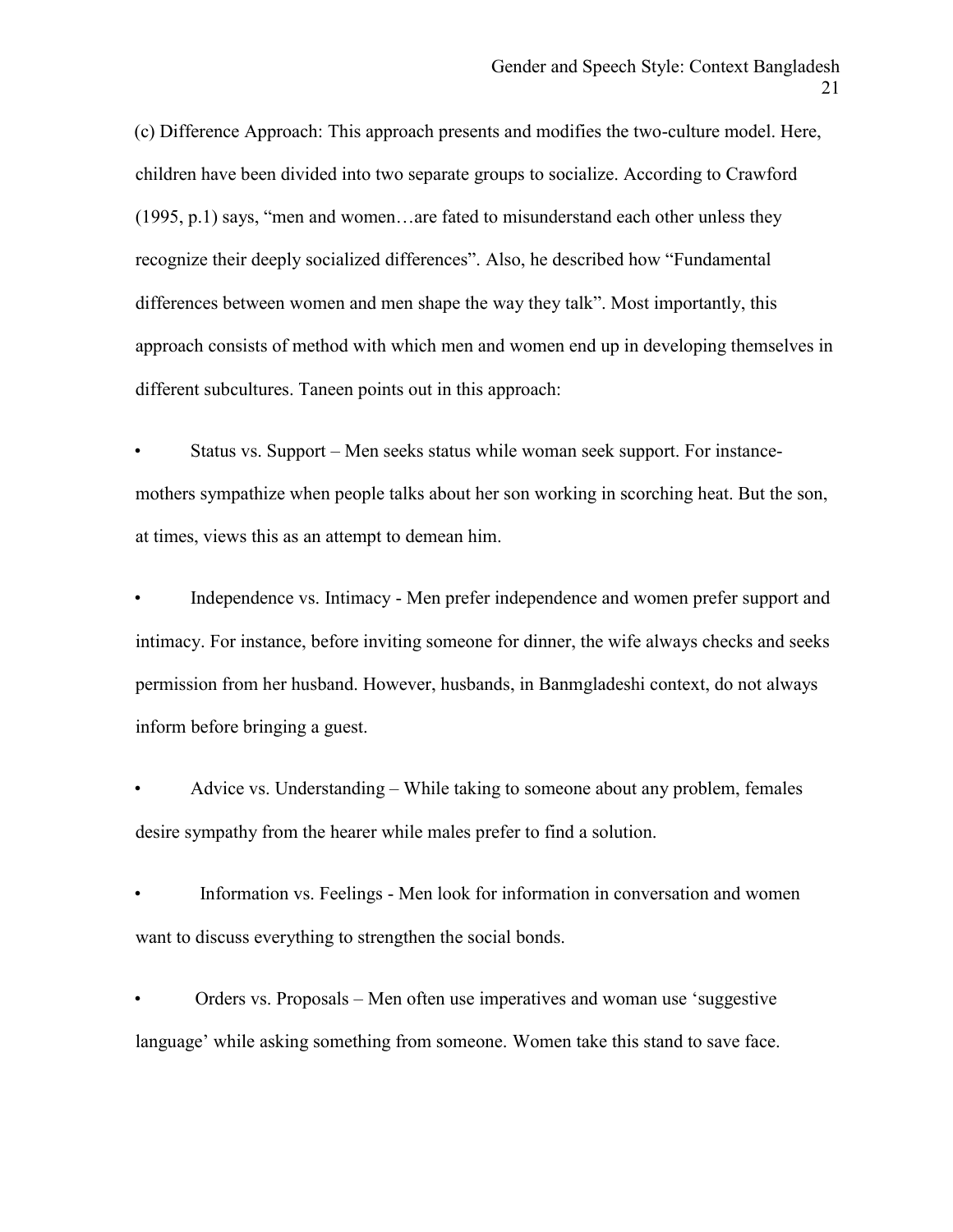(c) Difference Approach: This approach presents and modifies the two-culture model. Here, children have been divided into two separate groups to socialize. According to Crawford (1995, p.1) says, "men and women…are fated to misunderstand each other unless they recognize their deeply socialized differences". Also, he described how "Fundamental differences between women and men shape the way they talk". Most importantly, this approach consists of method with which men and women end up in developing themselves in different subcultures. Taneen points out in this approach:

- Status vs. Support – Men seeks status while woman seek support. For instance- mothers sympathize when people talks about her son working in scorching heat. But the son, at times, views this as an attempt to demean him.

- Independence vs. Intimacy - Men prefer independence and women prefer support and intimacy. For instance, before inviting someone for dinner, the wife always checks and seeks permission from her husband. However, husbands, in Banmgladeshi context, do not always inform before bringing a guest.

- Advice vs. Understanding – While taking to someone about any problem, females desire sympathy from the hearer while males prefer to find a solution.

- Information vs. Feelings - Men look for information in conversation and women want to discuss everything to strengthen the social bonds.

- Orders vs. Proposals – Men often use imperatives and woman use 'suggestive language' while asking something from someone. Women take this stand to save face.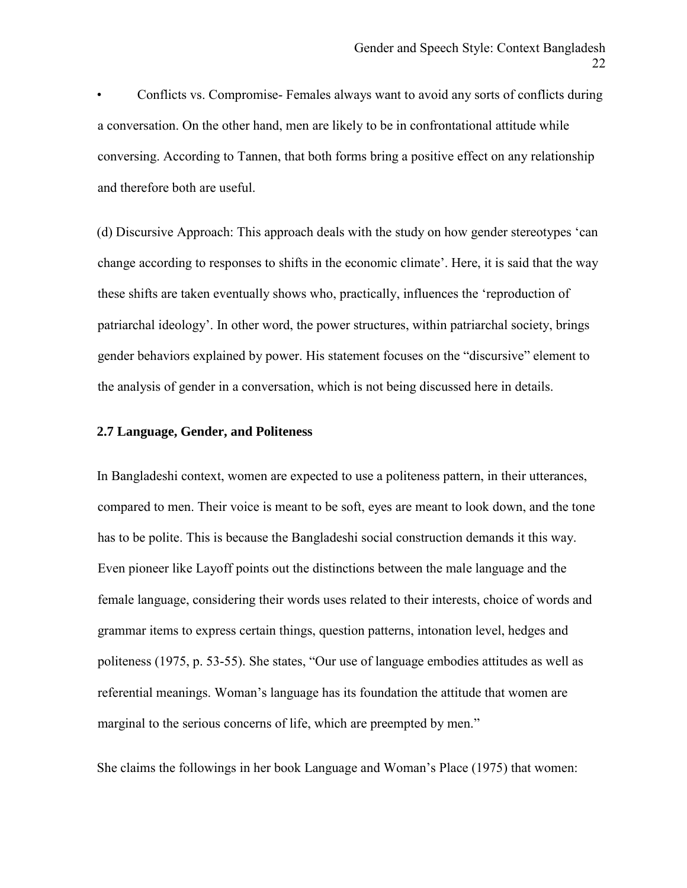- Conflicts vs. Compromise- Females always want to avoid any sorts of conflicts during a conversation. On the other hand, men are likely to be in confrontational attitude while conversing. According to Tannen, that both forms bring a positive effect on any relationship and therefore both are useful.

(d) Discursive Approach: This approach deals with the study on how gender stereotypes 'can change according to responses to shifts in the economic climate'. Here, it is said that the way these shifts are taken eventually shows who, practically, influences the 'reproduction of patriarchal ideology'. In other word, the power structures, within patriarchal society, brings gender behaviors explained by power. His statement focuses on the "discursive" element to the analysis of gender in a conversation, which is not being discussed here in details.

## 2.7 Language, Gender, and Politeness

In Bangladeshi context, women are expected to use a politeness pattern, in their utterances, compared to men. Their voice is meant to be soft, eyes are meant to look down, and the tone has to be polite. This is because the Bangladeshi social construction demands it this way. Even pioneer like Layoff points out the distinctions between the male language and the female language, considering their words uses related to their interests, choice of words and grammar items to express certain things, question patterns, intonation level, hedges and politeness (1975, p. 53-55). She states, "Our use of language embodies attitudes as well as referential meanings. Woman's language has its foundation the attitude that women are marginal to the serious concerns of life, which are preempted by men."

She claims the followings in her book Language and Woman's Place (1975) that women: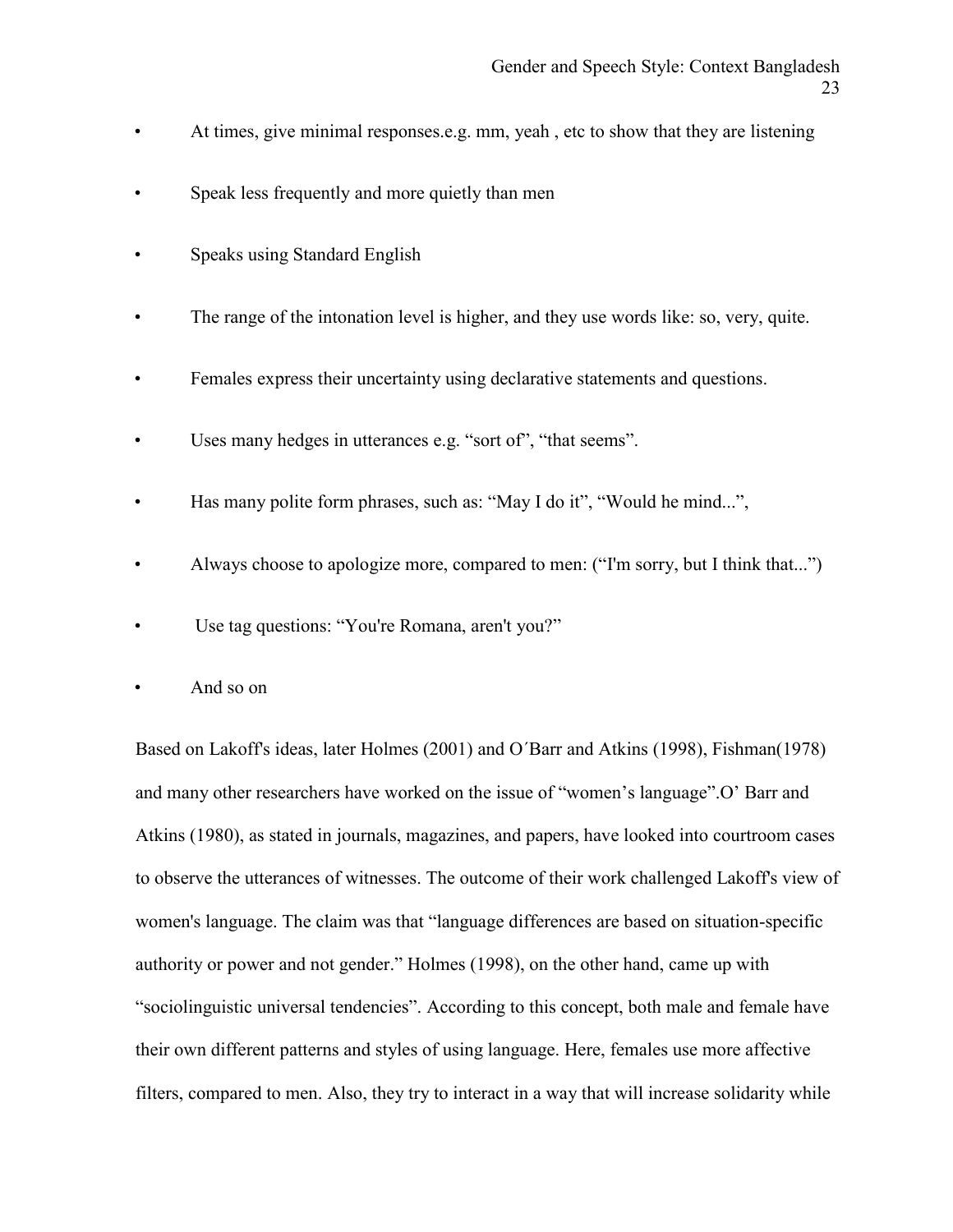- At times, give minimal responses.e.g. mm, yeah , etc to show that they are listening
- Speak less frequently and more quietly than men
- Speaks using Standard English
- The range of the intonation level is higher, and they use words like: so, very, quite.
- Females express their uncertainty using declarative statements and questions.
- Uses many hedges in utterances e.g. “sort of”, “that seems”.
- Has many polite form phrases, such as: “May I do it”, “Would he mind...”,
- Always choose to apologize more, compared to men: (“I'm sorry, but I think that...”)
- Use tag questions: “You're Romana, aren't you?”
- And so on

Based on Lakoff's ideas, later Holmes (2001) and O´Barr and Atkins (1998), Fishman(1978) and many other researchers have worked on the issue of “women’s language”.O’ Barr and Atkins (1980), as stated in journals, magazines, and papers, have looked into courtroom cases to observe the utterances of witnesses. The outcome of their work challenged Lakoff's view of women's language. The claim was that “language differences are based on situation-specific authority or power and not gender.” Holmes (1998), on the other hand, came up with “sociolinguistic universal tendencies”. According to this concept, both male and female have their own different patterns and styles of using language. Here, females use more affective filters, compared to men. Also, they try to interact in a way that will increase solidarity while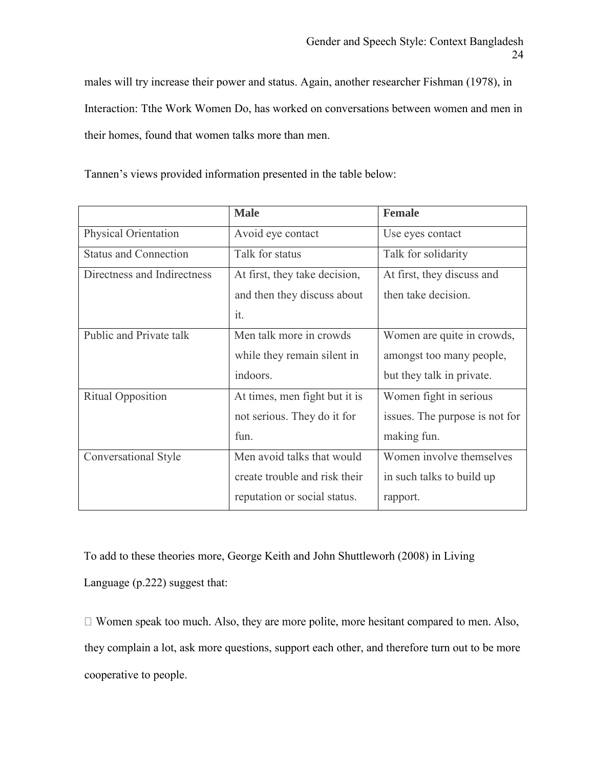males will try increase their power and status. Again, another researcher Fishman (1978), in Interaction: Tthe Work Women Do, has worked on conversations between women and men in their homes, found that women talks more than men.

Tannen's views provided information presented in the table below:

| | **Male** | **Female** |
|---|---|---|
| Physical Orientation | Avoid eye contact | Use eyes contact |
| Status and Connection | Talk for status | Talk for solidarity |
| Directness and Indirectness | At first, they take decision, and then they discuss about it. | At first, they discuss and then take decision. |
| Public and Private talk | Men talk more in crowds while they remain silent in indoors. | Women are quite in crowds, amongst too many people, but they talk in private. |
| Ritual Opposition | At times, men fight but it is not serious. They do it for fun. | Women fight in serious issues. The purpose is not for making fun. |
| Conversational Style | Men avoid talks that would create trouble and risk their reputation or social status. | Women involve themselves in such talks to build up rapport. |

To add to these theories more, George Keith and John Shuttleworh (2008) in Living Language (p.222) suggest that:

- Women speak too much. Also, they are more polite, more hesitant compared to men. Also, they complain a lot, ask more questions, support each other, and therefore turn out to be more cooperative to people.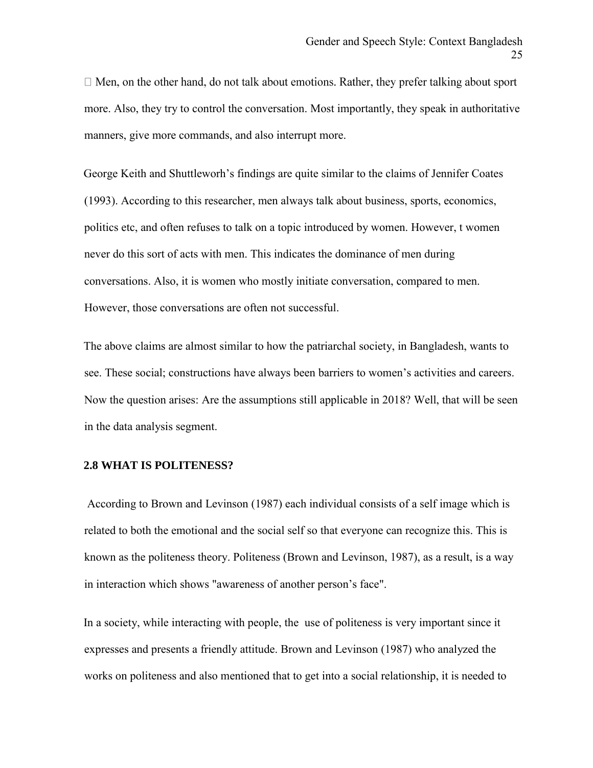- Men, on the other hand, do not talk about emotions. Rather, they prefer talking about sport more. Also, they try to control the conversation. Most importantly, they speak in authoritative manners, give more commands, and also interrupt more.

George Keith and Shuttleworh's findings are quite similar to the claims of Jennifer Coates (1993). According to this researcher, men always talk about business, sports, economics, politics etc, and often refuses to talk on a topic introduced by women. However, t women never do this sort of acts with men. This indicates the dominance of men during conversations. Also, it is women who mostly initiate conversation, compared to men. However, those conversations are often not successful.

The above claims are almost similar to how the patriarchal society, in Bangladesh, wants to see. These social; constructions have always been barriers to women's activities and careers. Now the question arises: Are the assumptions still applicable in 2018? Well, that will be seen in the data analysis segment.

## 2.8 WHAT IS POLITENESS?

According to Brown and Levinson (1987) each individual consists of a self image which is related to both the emotional and the social self so that everyone can recognize this. This is known as the politeness theory. Politeness (Brown and Levinson, 1987), as a result, is a way in interaction which shows "awareness of another person's face".

In a society, while interacting with people, the use of politeness is very important since it expresses and presents a friendly attitude. Brown and Levinson (1987) who analyzed the works on politeness and also mentioned that to get into a social relationship, it is needed to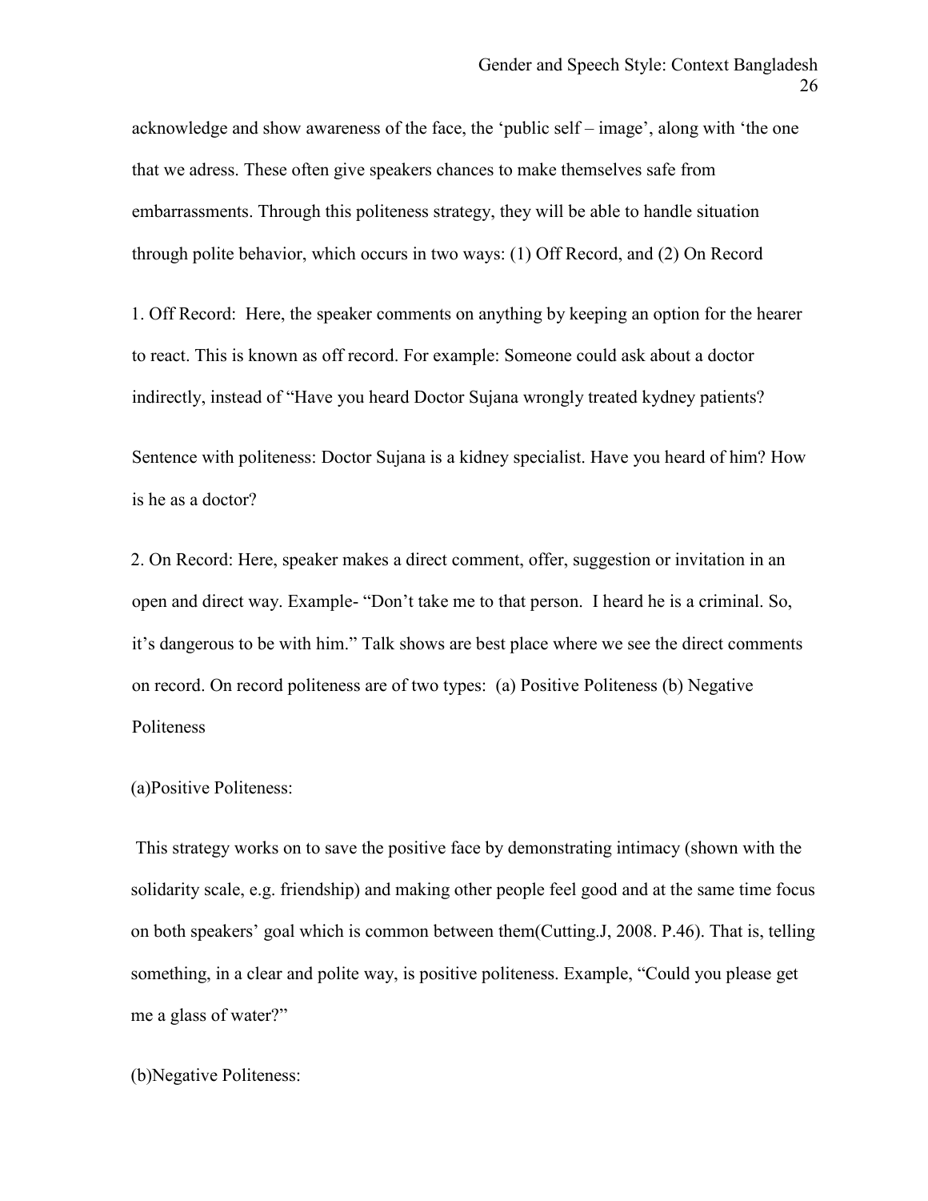acknowledge and show awareness of the face, the 'public self – image', along with 'the one that we adress. These often give speakers chances to make themselves safe from embarrassments. Through this politeness strategy, they will be able to handle situation through polite behavior, which occurs in two ways: (1) Off Record, and (2) On Record

1. Off Record: Here, the speaker comments on anything by keeping an option for the hearer to react. This is known as off record. For example: Someone could ask about a doctor indirectly, instead of "Have you heard Doctor Sujana wrongly treated kydney patients?

Sentence with politeness: Doctor Sujana is a kidney specialist. Have you heard of him? How is he as a doctor?

2. On Record: Here, speaker makes a direct comment, offer, suggestion or invitation in an open and direct way. Example- "Don't take me to that person. I heard he is a criminal. So, it's dangerous to be with him." Talk shows are best place where we see the direct comments on record. On record politeness are of two types: (a) Positive Politeness (b) Negative Politeness

(a)Positive Politeness:

This strategy works on to save the positive face by demonstrating intimacy (shown with the solidarity scale, e.g. friendship) and making other people feel good and at the same time focus on both speakers' goal which is common between them(Cutting.J, 2008. P.46). That is, telling something, in a clear and polite way, is positive politeness. Example, "Could you please get me a glass of water?"

(b)Negative Politeness: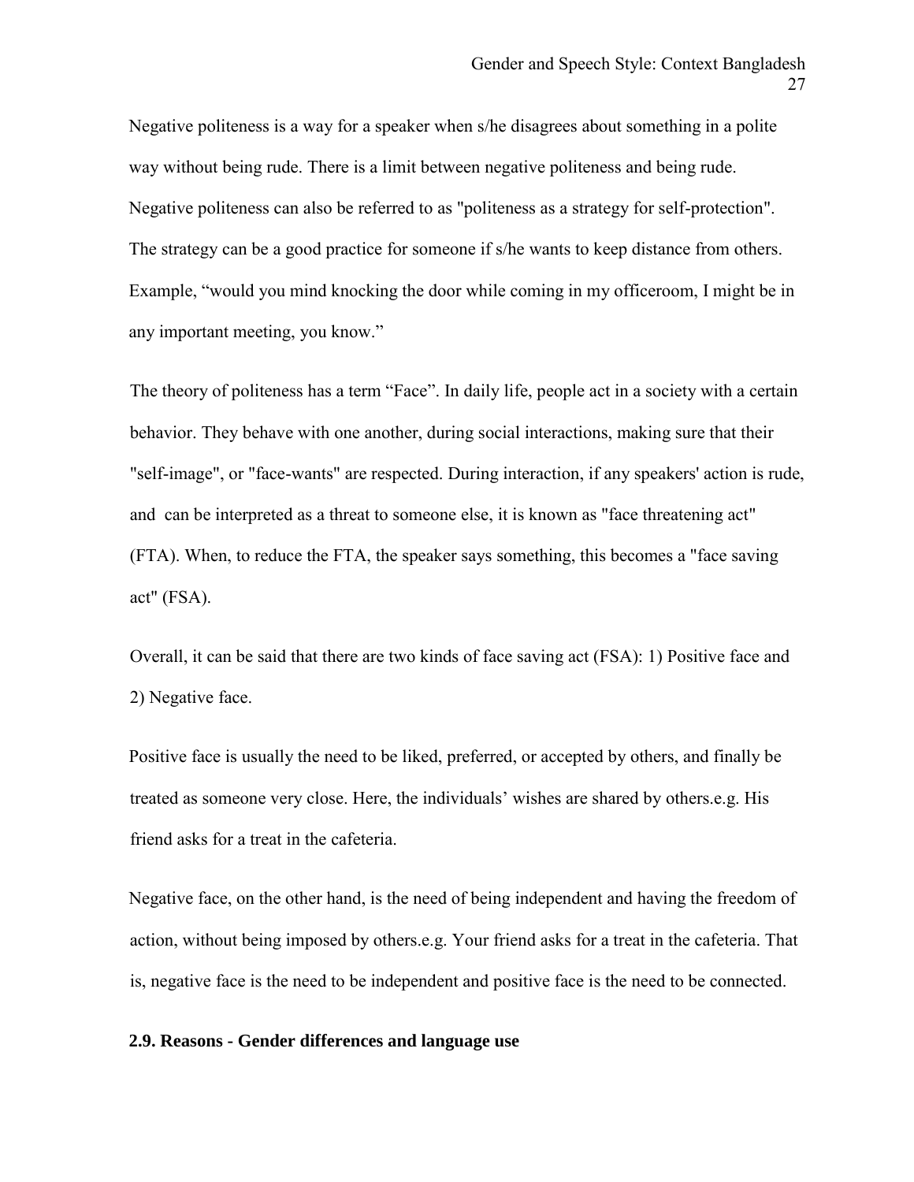Negative politeness is a way for a speaker when s/he disagrees about something in a polite way without being rude. There is a limit between negative politeness and being rude. Negative politeness can also be referred to as "politeness as a strategy for self-protection". The strategy can be a good practice for someone if s/he wants to keep distance from others. Example, "would you mind knocking the door while coming in my officeroom, I might be in any important meeting, you know."

The theory of politeness has a term "Face". In daily life, people act in a society with a certain behavior. They behave with one another, during social interactions, making sure that their "self-image", or "face-wants" are respected. During interaction, if any speakers' action is rude, and can be interpreted as a threat to someone else, it is known as "face threatening act" (FTA). When, to reduce the FTA, the speaker says something, this becomes a "face saving act" (FSA).

Overall, it can be said that there are two kinds of face saving act (FSA): 1) Positive face and 2) Negative face.

Positive face is usually the need to be liked, preferred, or accepted by others, and finally be treated as someone very close. Here, the individuals' wishes are shared by others.e.g. His friend asks for a treat in the cafeteria.

Negative face, on the other hand, is the need of being independent and having the freedom of action, without being imposed by others.e.g. Your friend asks for a treat in the cafeteria. That is, negative face is the need to be independent and positive face is the need to be connected.

**2.9. Reasons - Gender differences and language use**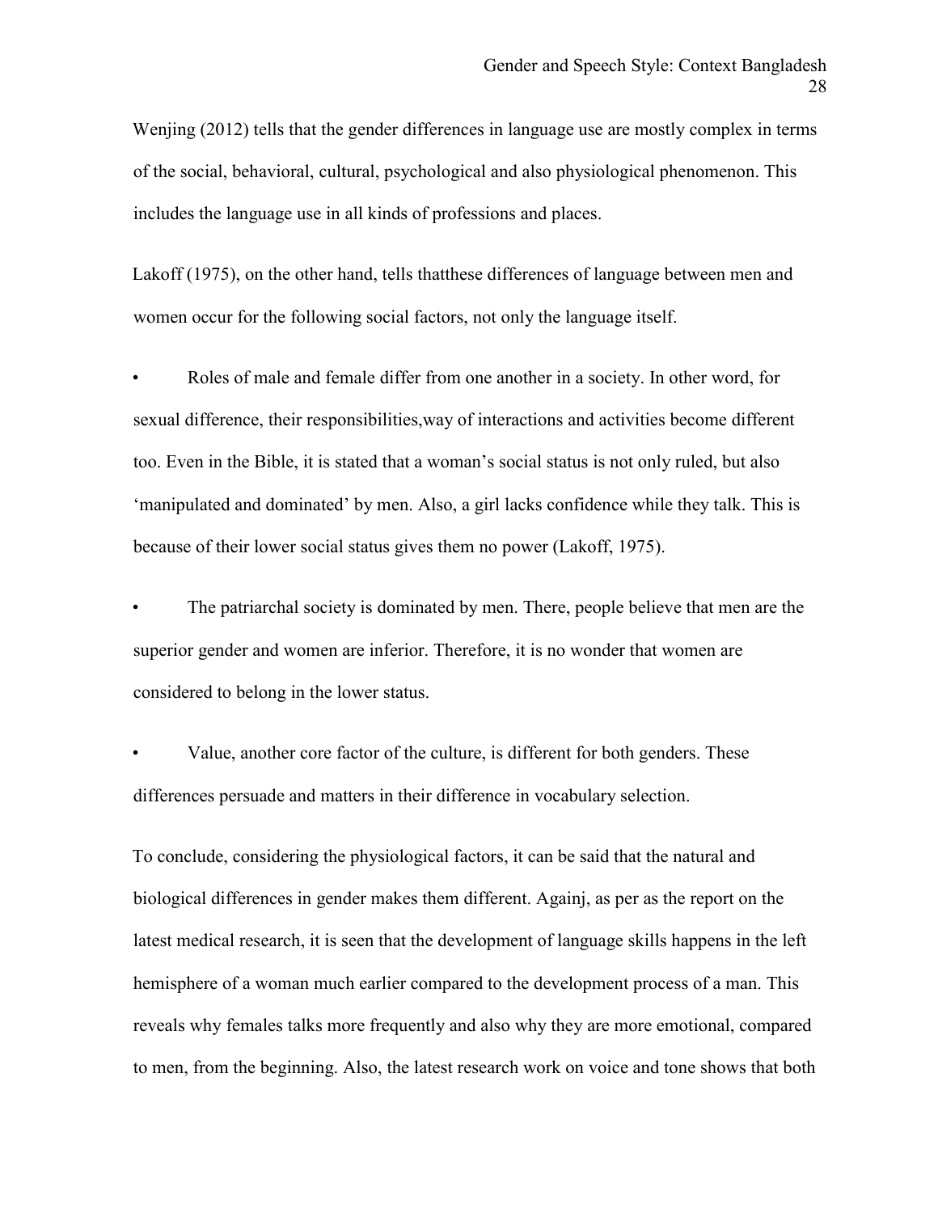Wenjing (2012) tells that the gender differences in language use are mostly complex in terms of the social, behavioral, cultural, psychological and also physiological phenomenon. This includes the language use in all kinds of professions and places.

Lakoff (1975), on the other hand, tells thatthese differences of language between men and women occur for the following social factors, not only the language itself.

- Roles of male and female differ from one another in a society. In other word, for sexual difference, their responsibilities,way of interactions and activities become different too. Even in the Bible, it is stated that a woman's social status is not only ruled, but also 'manipulated and dominated' by men. Also, a girl lacks confidence while they talk. This is because of their lower social status gives them no power (Lakoff, 1975).
- The patriarchal society is dominated by men. There, people believe that men are the superior gender and women are inferior. Therefore, it is no wonder that women are considered to belong in the lower status.
- Value, another core factor of the culture, is different for both genders. These differences persuade and matters in their difference in vocabulary selection.

To conclude, considering the physiological factors, it can be said that the natural and biological differences in gender makes them different. Againj, as per as the report on the latest medical research, it is seen that the development of language skills happens in the left hemisphere of a woman much earlier compared to the development process of a man. This reveals why females talks more frequently and also why they are more emotional, compared to men, from the beginning. Also, the latest research work on voice and tone shows that both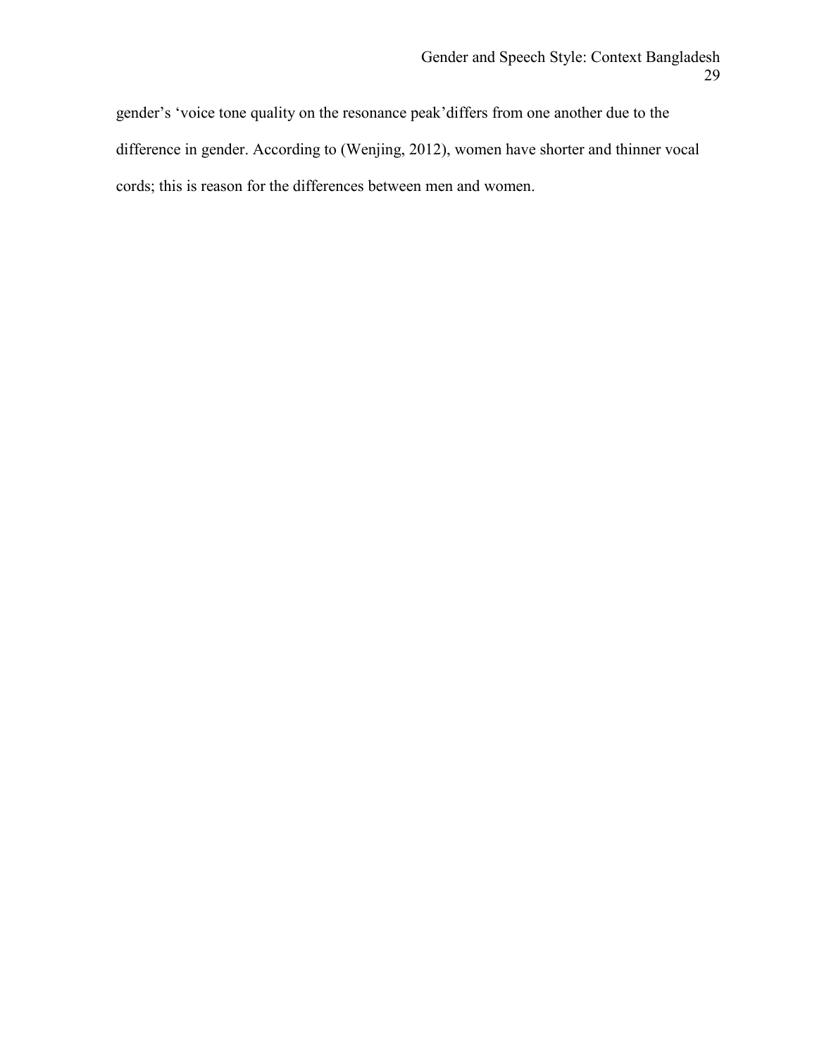gender's 'voice tone quality on the resonance peak'differs from one another due to the difference in gender. According to (Wenjing, 2012), women have shorter and thinner vocal cords; this is reason for the differences between men and women.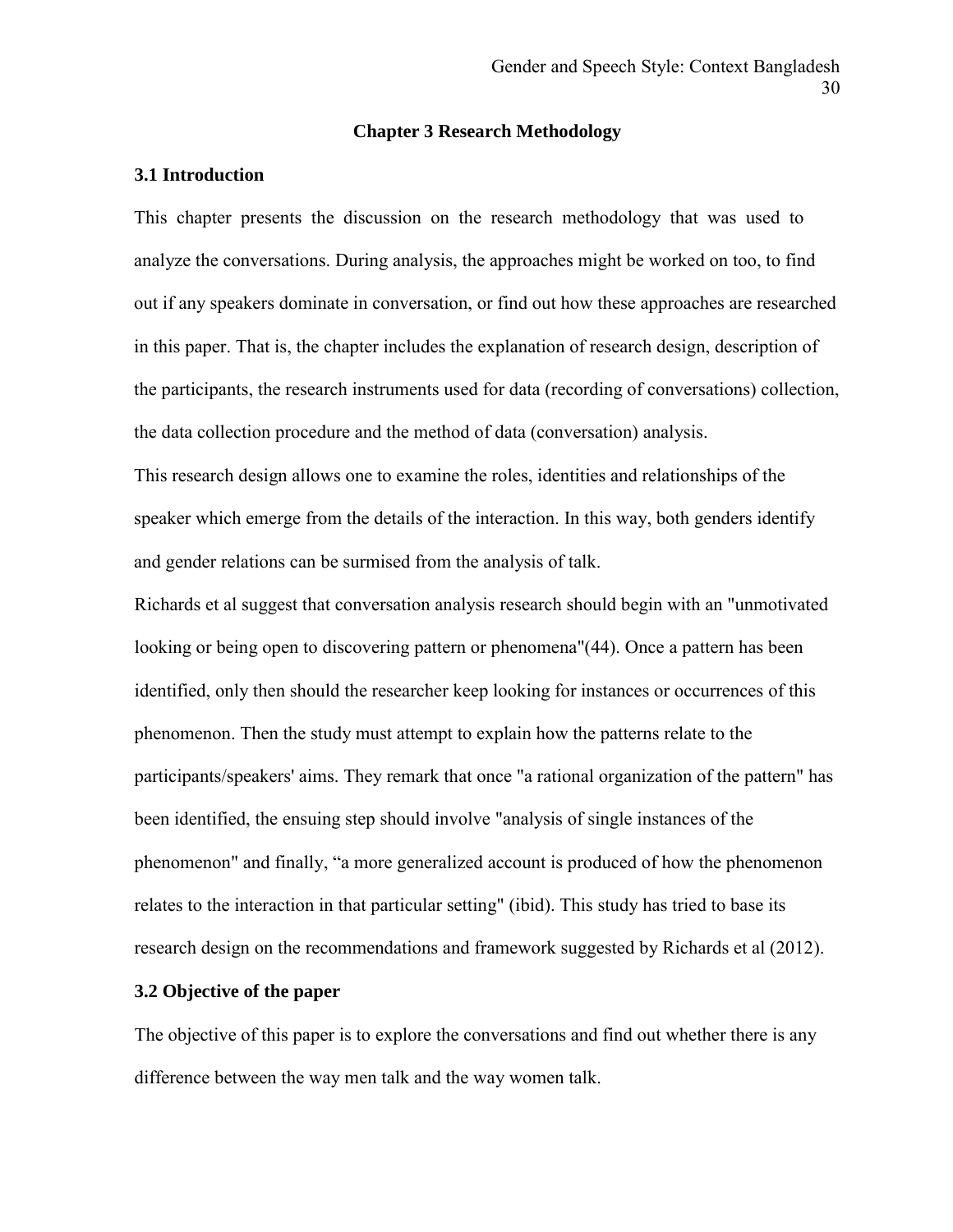## Chapter 3 Research Methodology

### 3.1 Introduction

This chapter presents the discussion on the research methodology that was used to analyze the conversations. During analysis, the approaches might be worked on too, to find out if any speakers dominate in conversation, or find out how these approaches are researched in this paper. That is, the chapter includes the explanation of research design, description of the participants, the research instruments used for data (recording of conversations) collection, the data collection procedure and the method of data (conversation) analysis.

This research design allows one to examine the roles, identities and relationships of the speaker which emerge from the details of the interaction. In this way, both genders identify and gender relations can be surmised from the analysis of talk.

Richards et al suggest that conversation analysis research should begin with an "unmotivated looking or being open to discovering pattern or phenomena"(44). Once a pattern has been identified, only then should the researcher keep looking for instances or occurrences of this phenomenon. Then the study must attempt to explain how the patterns relate to the participants/speakers' aims. They remark that once "a rational organization of the pattern" has been identified, the ensuing step should involve "analysis of single instances of the phenomenon" and finally, “a more generalized account is produced of how the phenomenon relates to the interaction in that particular setting" (ibid). This study has tried to base its research design on the recommendations and framework suggested by Richards et al (2012).

### 3.2 Objective of the paper

The objective of this paper is to explore the conversations and find out whether there is any difference between the way men talk and the way women talk.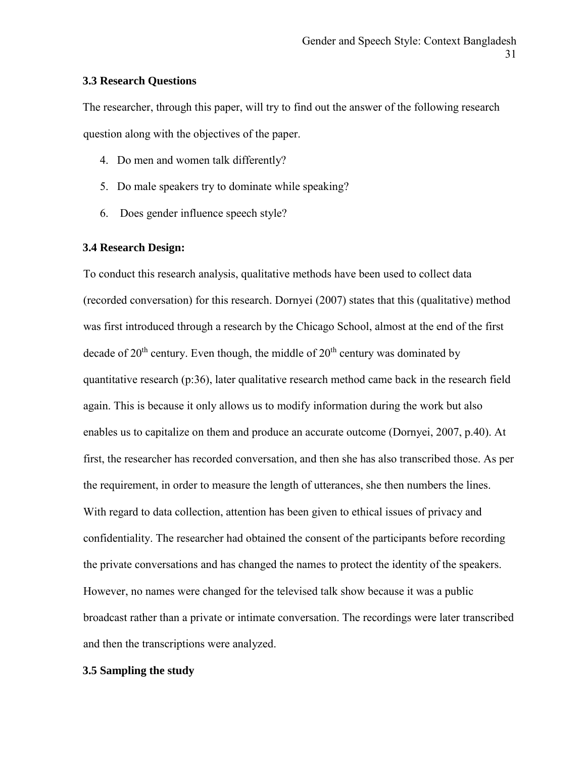### 3.3 Research Questions

The researcher, through this paper, will try to find out the answer of the following research question along with the objectives of the paper.

4. Do men and women talk differently?
5. Do male speakers try to dominate while speaking?
6. Does gender influence speech style?

### 3.4 Research Design:

To conduct this research analysis, qualitative methods have been used to collect data (recorded conversation) for this research. Dornyei (2007) states that this (qualitative) method was first introduced through a research by the Chicago School, almost at the end of the first decade of 20th century. Even though, the middle of 20th century was dominated by quantitative research (p:36), later qualitative research method came back in the research field again. This is because it only allows us to modify information during the work but also enables us to capitalize on them and produce an accurate outcome (Dornyei, 2007, p.40). At first, the researcher has recorded conversation, and then she has also transcribed those. As per the requirement, in order to measure the length of utterances, she then numbers the lines. With regard to data collection, attention has been given to ethical issues of privacy and confidentiality. The researcher had obtained the consent of the participants before recording the private conversations and has changed the names to protect the identity of the speakers. However, no names were changed for the televised talk show because it was a public broadcast rather than a private or intimate conversation. The recordings were later transcribed and then the transcriptions were analyzed.

### 3.5 Sampling the study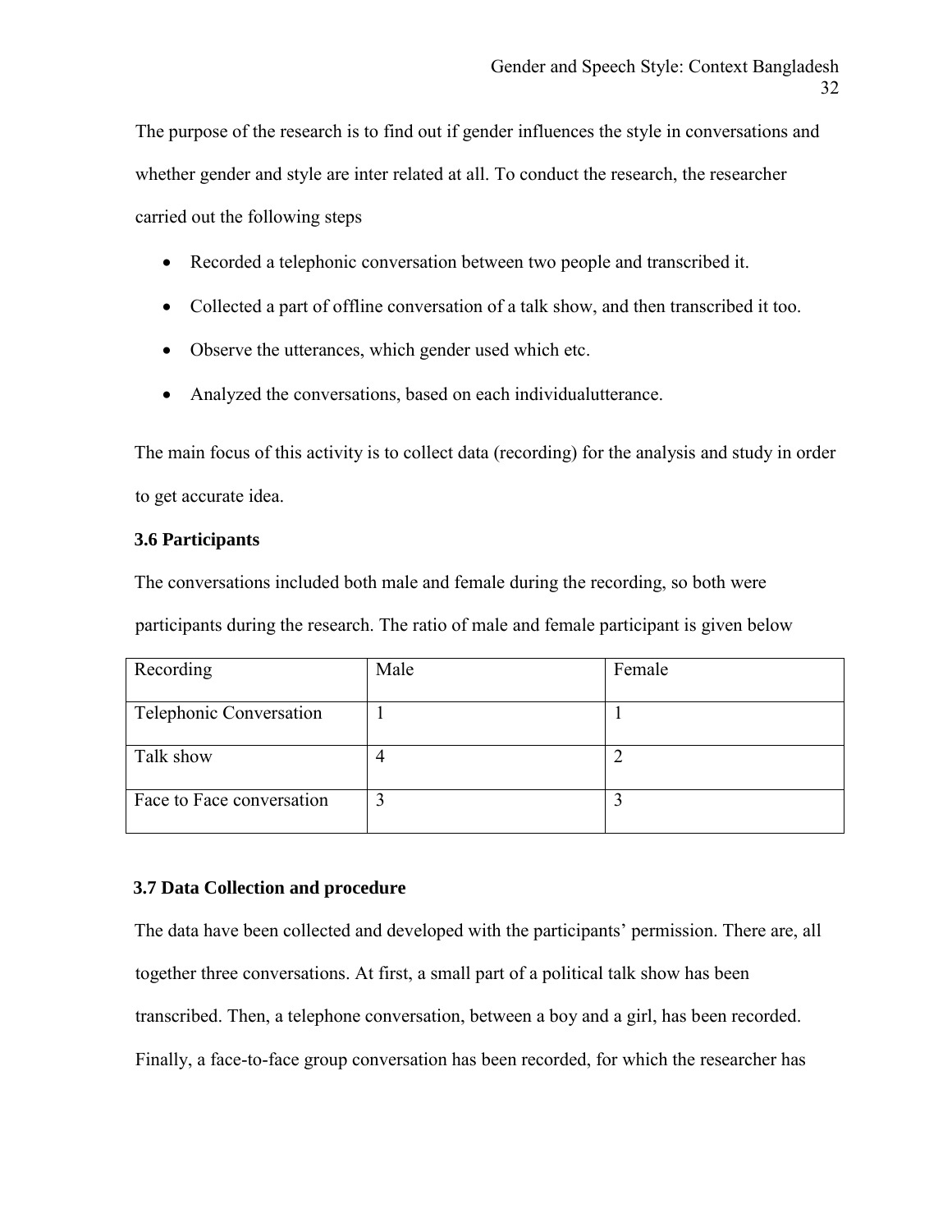The purpose of the research is to find out if gender influences the style in conversations and whether gender and style are inter related at all. To conduct the research, the researcher carried out the following steps

- Recorded a telephonic conversation between two people and transcribed it.
- Collected a part of offline conversation of a talk show, and then transcribed it too.
- Observe the utterances, which gender used which etc.
- Analyzed the conversations, based on each individualutterance.

The main focus of this activity is to collect data (recording) for the analysis and study in order to get accurate idea.

### 3.6 Participants

The conversations included both male and female during the recording, so both were participants during the research. The ratio of male and female participant is given below

| Recording | Male | Female |
|---|---|---|
| Telephonic Conversation | 1 | 1 |
| Talk show | 4 | 2 |
| Face to Face conversation | 3 | 3 |

### 3.7 Data Collection and procedure

The data have been collected and developed with the participants' permission. There are, all together three conversations. At first, a small part of a political talk show has been transcribed. Then, a telephone conversation, between a boy and a girl, has been recorded. Finally, a face-to-face group conversation has been recorded, for which the researcher has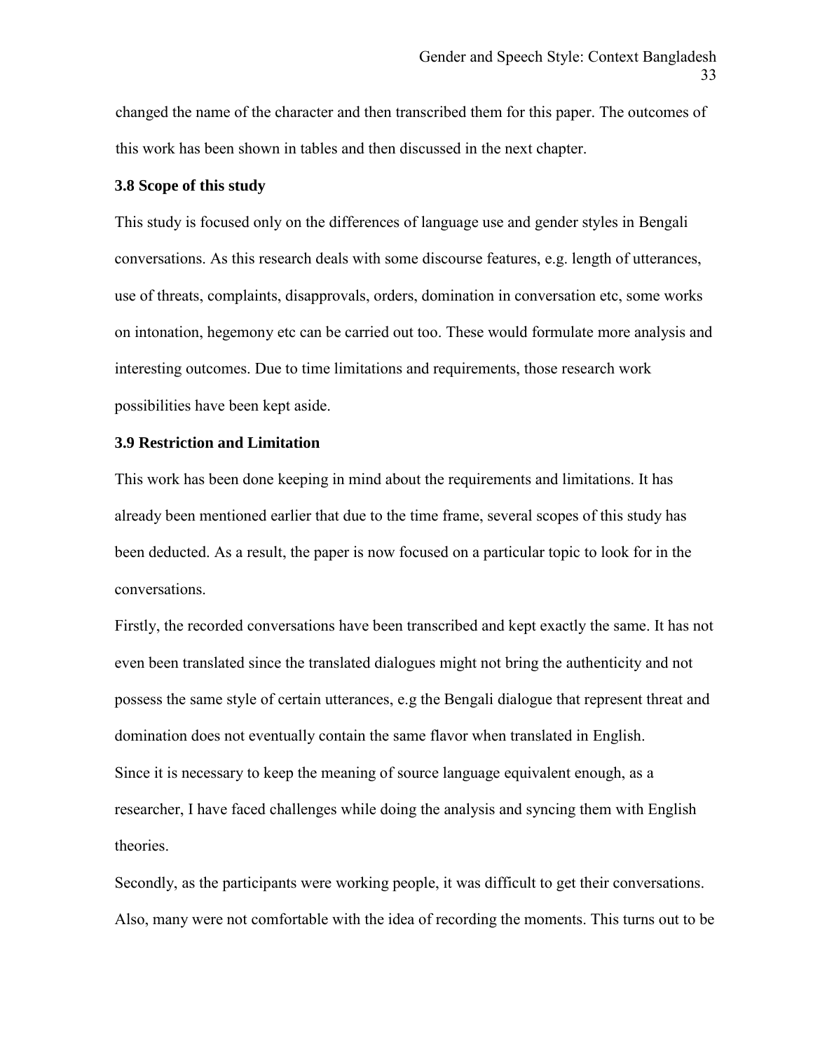changed the name of the character and then transcribed them for this paper. The outcomes of this work has been shown in tables and then discussed in the next chapter.

### 3.8 Scope of this study

This study is focused only on the differences of language use and gender styles in Bengali conversations. As this research deals with some discourse features, e.g. length of utterances, use of threats, complaints, disapprovals, orders, domination in conversation etc, some works on intonation, hegemony etc can be carried out too. These would formulate more analysis and interesting outcomes. Due to time limitations and requirements, those research work possibilities have been kept aside.

### 3.9 Restriction and Limitation

This work has been done keeping in mind about the requirements and limitations. It has already been mentioned earlier that due to the time frame, several scopes of this study has been deducted. As a result, the paper is now focused on a particular topic to look for in the conversations.

Firstly, the recorded conversations have been transcribed and kept exactly the same. It has not even been translated since the translated dialogues might not bring the authenticity and not possess the same style of certain utterances, e.g the Bengali dialogue that represent threat and domination does not eventually contain the same flavor when translated in English.

Since it is necessary to keep the meaning of source language equivalent enough, as a researcher, I have faced challenges while doing the analysis and syncing them with English theories.

Secondly, as the participants were working people, it was difficult to get their conversations. Also, many were not comfortable with the idea of recording the moments. This turns out to be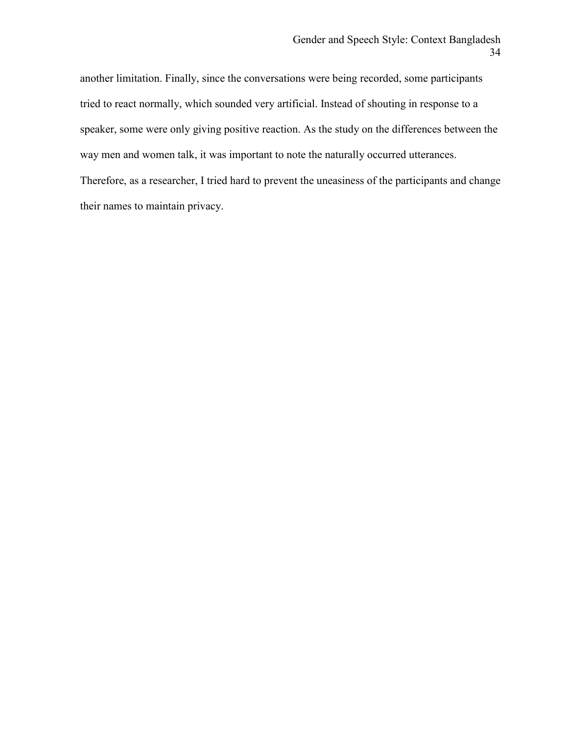another limitation. Finally, since the conversations were being recorded, some participants tried to react normally, which sounded very artificial. Instead of shouting in response to a speaker, some were only giving positive reaction. As the study on the differences between the way men and women talk, it was important to note the naturally occurred utterances. Therefore, as a researcher, I tried hard to prevent the uneasiness of the participants and change their names to maintain privacy.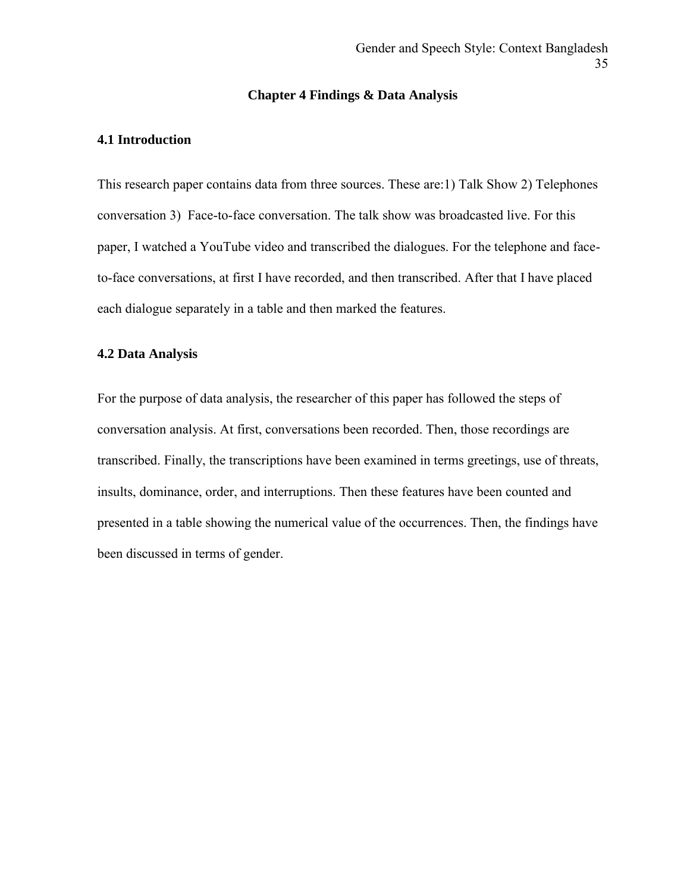# Chapter 4 Findings & Data Analysis

## 4.1 Introduction

This research paper contains data from three sources. These are:1) Talk Show 2) Telephones conversation 3) Face-to-face conversation. The talk show was broadcasted live. For this paper, I watched a YouTube video and transcribed the dialogues. For the telephone and face-to-face conversations, at first I have recorded, and then transcribed. After that I have placed each dialogue separately in a table and then marked the features.

## 4.2 Data Analysis

For the purpose of data analysis, the researcher of this paper has followed the steps of conversation analysis. At first, conversations been recorded. Then, those recordings are transcribed. Finally, the transcriptions have been examined in terms greetings, use of threats, insults, dominance, order, and interruptions. Then these features have been counted and presented in a table showing the numerical value of the occurrences. Then, the findings have been discussed in terms of gender.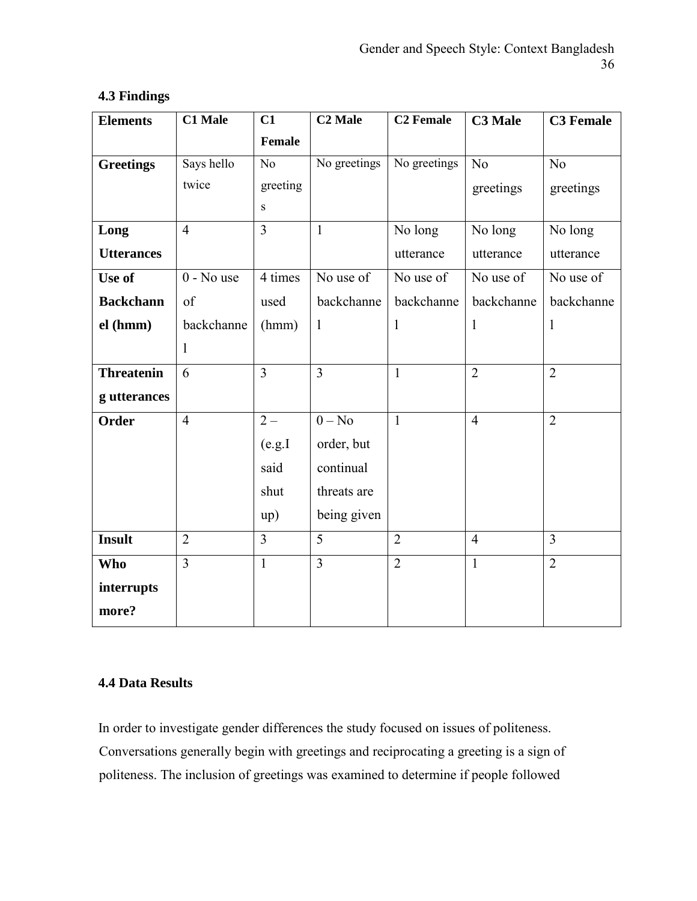### 4.3 Findings

| Elements | C1 Male | C1 Female | C2 Male | C2 Female | C3 Male | C3 Female |
|---|---|---|---|---|---|---|
| **Greetings** | Says hello twice | No greetings | No greetings | No greetings | No greetings | No greetings |
| **Long Utterances** | 4 | 3 | 1 | No long utterance | No long utterance | No long utterance |
| **Use of Backchannel (hmm)** | 0 - No use of backchannel | 4 times used (hmm) | No use of backchannel | No use of backchannel | No use of backchannel | No use of backchannel |
| **Threatening utterances** | 6 | 3 | 3 | 1 | 2 | 2 |
| **Order** | 4 | 2 – (e.g.I said shut up) | 0 – No order, but continual threats are being given | 1 | 4 | 2 |
| **Insult** | 2 | 3 | 5 | 2 | 4 | 3 |
| **Who interrupts more?** | 3 | 1 | 3 | 2 | 1 | 2 |

### 4.4 Data Results

In order to investigate gender differences the study focused on issues of politeness. Conversations generally begin with greetings and reciprocating a greeting is a sign of politeness. The inclusion of greetings was examined to determine if people followed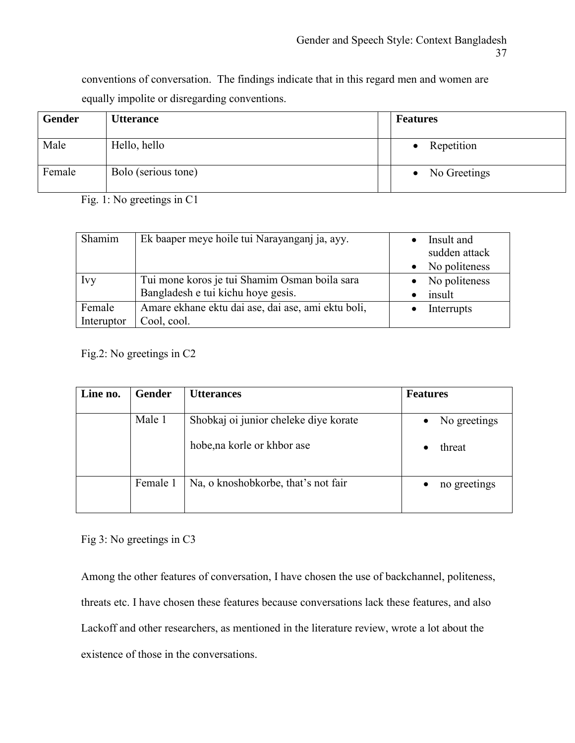conventions of conversation. The findings indicate that in this regard men and women are equally impolite or disregarding conventions.

| Gender | Utterance | | Features |
|---|---|---|---|
| Male | Hello, hello | | • Repetition |
| Female | Bolo (serious tone) | | • No Greetings |

Fig. 1: No greetings in C1

| | | |
|---|---|---|
| Shamim | Ek baaper meye hoile tui Narayanganj ja, ayy. | • Insult and sudden attack<br>• No politeness |
| Ivy | Tui mone koros je tui Shamim Osman boila sara Bangladesh e tui kichu hoye gesis. | • No politeness<br>• insult |
| Female Interuptor | Amare ekhane ektu dai ase, dai ase, ami ektu boli, Cool, cool. | • Interrupts |

Fig.2: No greetings in C2

| Line no. | Gender | Utterances | Features |
|---|---|---|---|
| | Male 1 | Shobkaj oi junior cheleke diye korate hobe,na korle or khbor ase | • No greetings<br>• threat |
| | Female 1 | Na, o knoshobkorbe, that's not fair | • no greetings |

Fig 3: No greetings in C3

Among the other features of conversation, I have chosen the use of backchannel, politeness, threats etc. I have chosen these features because conversations lack these features, and also Lackoff and other researchers, as mentioned in the literature review, wrote a lot about the existence of those in the conversations.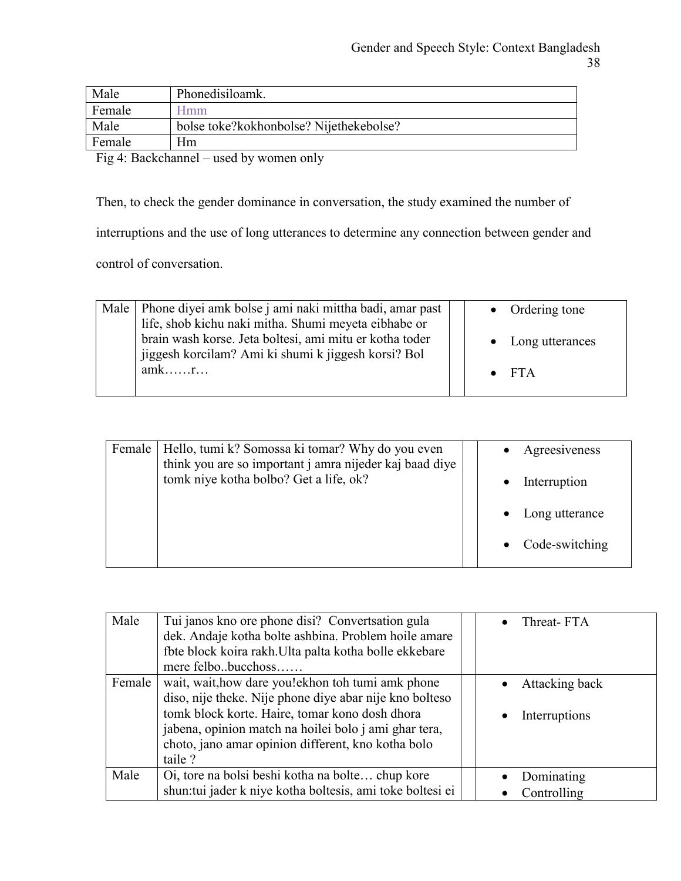| | |
|---|---|
| Male | Phonedisiloamk. |
| Female | Hmm |
| Male | bolse toke?kokhonbolse? Nijethekebolse? |
| Female | Hm |

Fig 4: Backchannel – used by women only

Then, to check the gender dominance in conversation, the study examined the number of interruptions and the use of long utterances to determine any connection between gender and control of conversation.

| | | | |
|---|---|---|---|
| Male | Phone diyei amk bolse j ami naki mittha badi, amar past life, shob kichu naki mitha. Shumi meyeta eibhabe or brain wash korse. Jeta boltesi, ami mitu er kotha toder jiggesh korcilam? Ami ki shumi k jiggesh korsi? Bol amk……r… | | • Ordering tone<br>• Long utterances<br>• FTA |

| | | | |
|---|---|---|---|
| Female | Hello, tumi k? Somossa ki tomar? Why do you even think you are so important j amra nijeder kaj baad diye tomk niye kotha bolbo? Get a life, ok? | | • Agreesiveness<br>• Interruption<br>• Long utterance<br>• Code-switching |

| | | | |
|---|---|---|---|
| Male | Tui janos kno ore phone disi? Convertsation gula dek. Andaje kotha bolte ashbina. Problem hoile amare fbte block koira rakh.Ulta palta kotha bolle ekkebare mere felbo..bucchoss…… | | • Threat- FTA |
| Female | wait, wait,how dare you!ekhon toh tumi amk phone diso, nije theke. Nije phone diye abar nije kno bolteso tomk block korte. Haire, tomar kono dosh dhora jabena, opinion match na hoilei bolo j ami ghar tera, choto, jano amar opinion different, kno kotha bolo taile ? | | • Attacking back<br>• Interruptions |
| Male | Oi, tore na bolsi beshi kotha na bolte… chup kore shun:tui jader k niye kotha boltesis, ami toke boltesi ei | | • Dominating<br>• Controlling |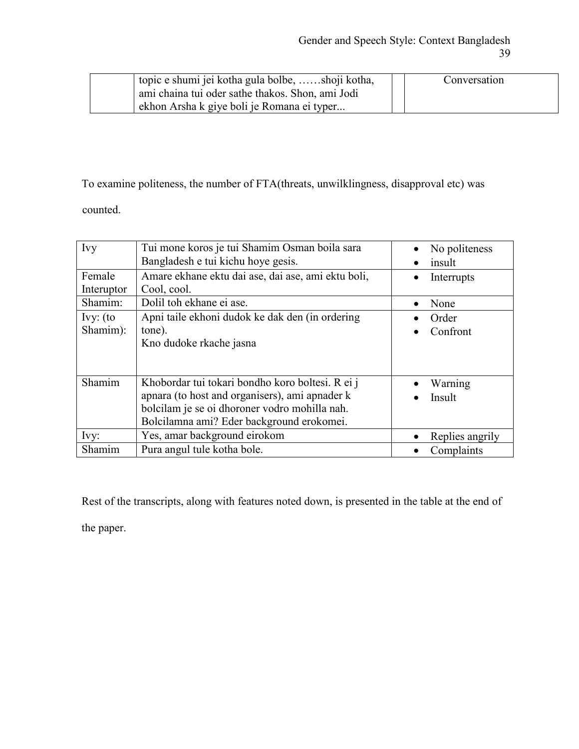| | topic e shumi jei kotha gula bolbe, ……shoji kotha, ami chaina tui oder sathe thakos. Shon, ami Jodi ekhon Arsha k giye boli je Romana ei typer... | | Conversation |
|---|---|---|---|

To examine politeness, the number of FTA(threats, unwilklingness, disapproval etc) was counted.

| Ivy | Tui mone koros je tui Shamim Osman boila sara Bangladesh e tui kichu hoye gesis. | • No politeness<br>• insult |
|---|---|---|
| Female Interuptor | Amare ekhane ektu dai ase, dai ase, ami ektu boli, Cool, cool. | • Interrupts |
| Shamim: | Dolil toh ekhane ei ase. | • None |
| Ivy: (to Shamim): | Apni taile ekhoni dudok ke dak den (in ordering tone).<br>Kno dudoke rkache jasna | • Order<br>• Confront |
| Shamim | Khobordar tui tokari bondho koro boltesi. R ei j apnara (to host and organisers), ami apnader k bolcilam je se oi dhoroner vodro mohilla nah. Bolcilamna ami? Eder background erokomei. | • Warning<br>• Insult |
| Ivy: | Yes, amar background eirokom | • Replies angrily |
| Shamim | Pura angul tule kotha bole. | • Complaints |

Rest of the transcripts, along with features noted down, is presented in the table at the end of the paper.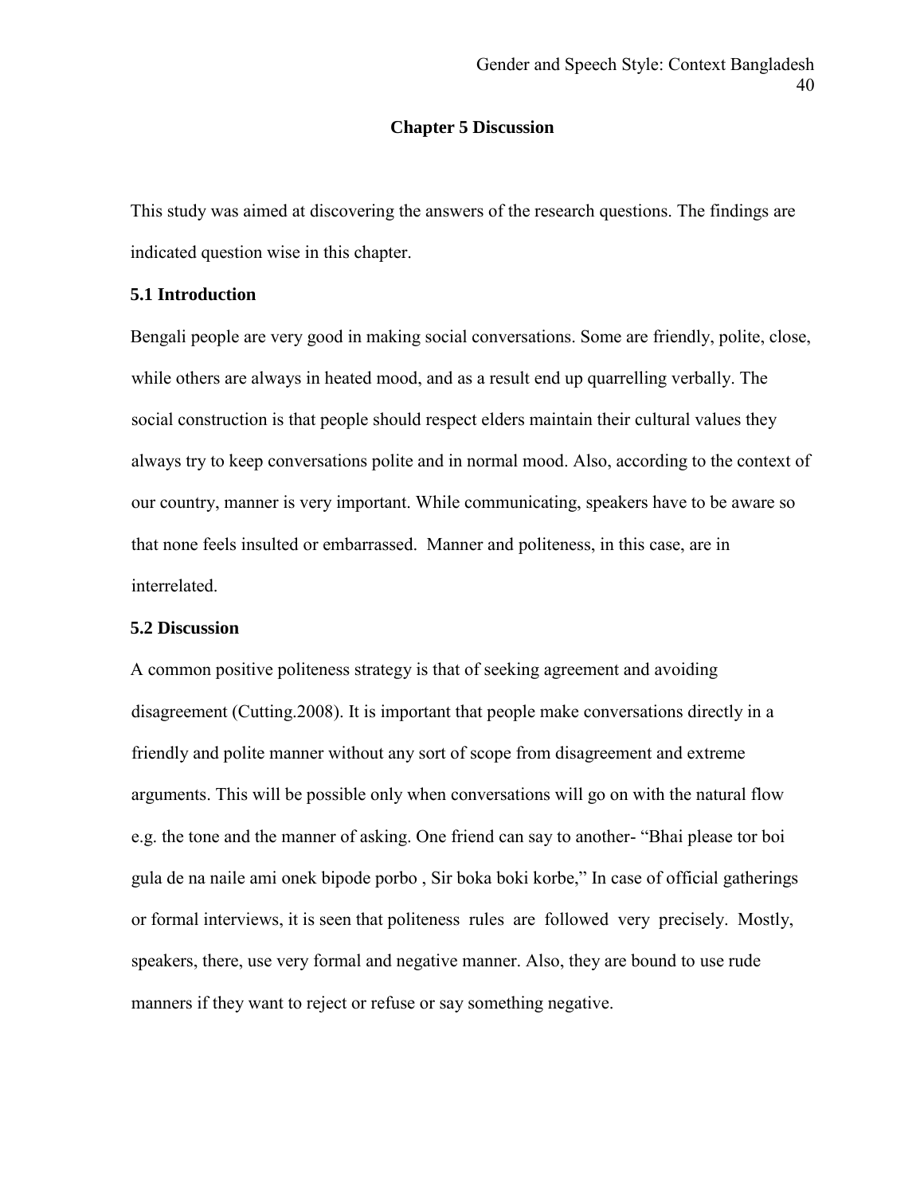# Chapter 5 Discussion

This study was aimed at discovering the answers of the research questions. The findings are indicated question wise in this chapter.

## 5.1 Introduction

Bengali people are very good in making social conversations. Some are friendly, polite, close, while others are always in heated mood, and as a result end up quarrelling verbally. The social construction is that people should respect elders maintain their cultural values they always try to keep conversations polite and in normal mood. Also, according to the context of our country, manner is very important. While communicating, speakers have to be aware so that none feels insulted or embarrassed. Manner and politeness, in this case, are in interrelated.

## 5.2 Discussion

A common positive politeness strategy is that of seeking agreement and avoiding disagreement (Cutting.2008). It is important that people make conversations directly in a friendly and polite manner without any sort of scope from disagreement and extreme arguments. This will be possible only when conversations will go on with the natural flow e.g. the tone and the manner of asking. One friend can say to another- "Bhai please tor boi gula de na naile ami onek bipode porbo , Sir boka boki korbe," In case of official gatherings or formal interviews, it is seen that politeness rules are followed very precisely. Mostly, speakers, there, use very formal and negative manner. Also, they are bound to use rude manners if they want to reject or refuse or say something negative.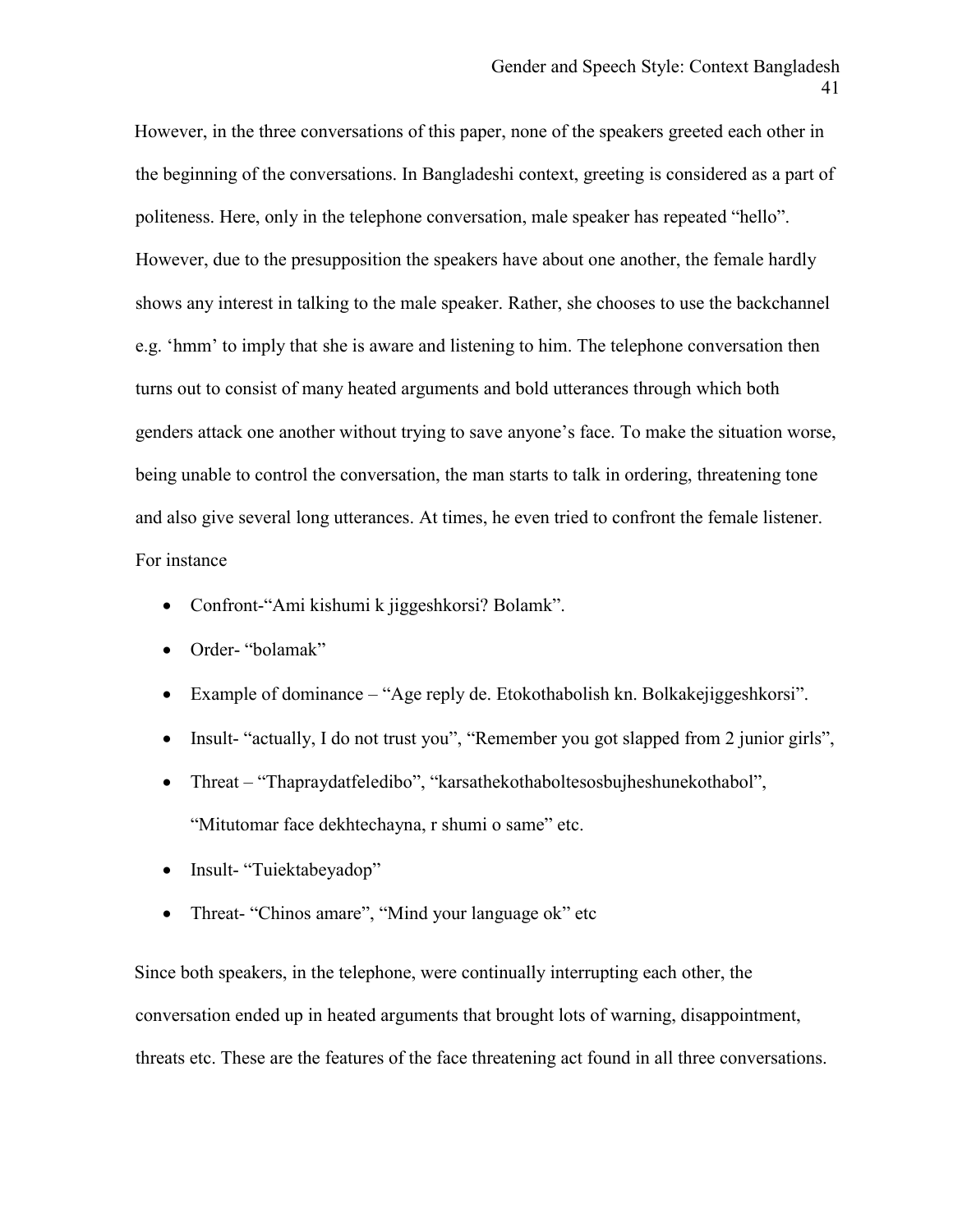However, in the three conversations of this paper, none of the speakers greeted each other in the beginning of the conversations. In Bangladeshi context, greeting is considered as a part of politeness. Here, only in the telephone conversation, male speaker has repeated “hello”. However, due to the presupposition the speakers have about one another, the female hardly shows any interest in talking to the male speaker. Rather, she chooses to use the backchannel e.g. ‘hmm’ to imply that she is aware and listening to him. The telephone conversation then turns out to consist of many heated arguments and bold utterances through which both genders attack one another without trying to save anyone’s face. To make the situation worse, being unable to control the conversation, the man starts to talk in ordering, threatening tone and also give several long utterances. At times, he even tried to confront the female listener. For instance

- Confront-“Ami kishumi k jiggeshkorsi? Bolamk”.
- Order- “bolamak”
- Example of dominance – “Age reply de. Etokothabolish kn. Bolkakejiggeshkorsi”.
- Insult- “actually, I do not trust you”, “Remember you got slapped from 2 junior girls”,
- Threat – “Thapraydatfeledibo”, “karsathekothaboltesosbujheshunekothabol”, “Mitutomar face dekhtechayna, r shumi o same” etc.
- Insult- “Tuiektabeyadop”
- Threat- “Chinos amare”, “Mind your language ok” etc

Since both speakers, in the telephone, were continually interrupting each other, the conversation ended up in heated arguments that brought lots of warning, disappointment, threats etc. These are the features of the face threatening act found in all three conversations.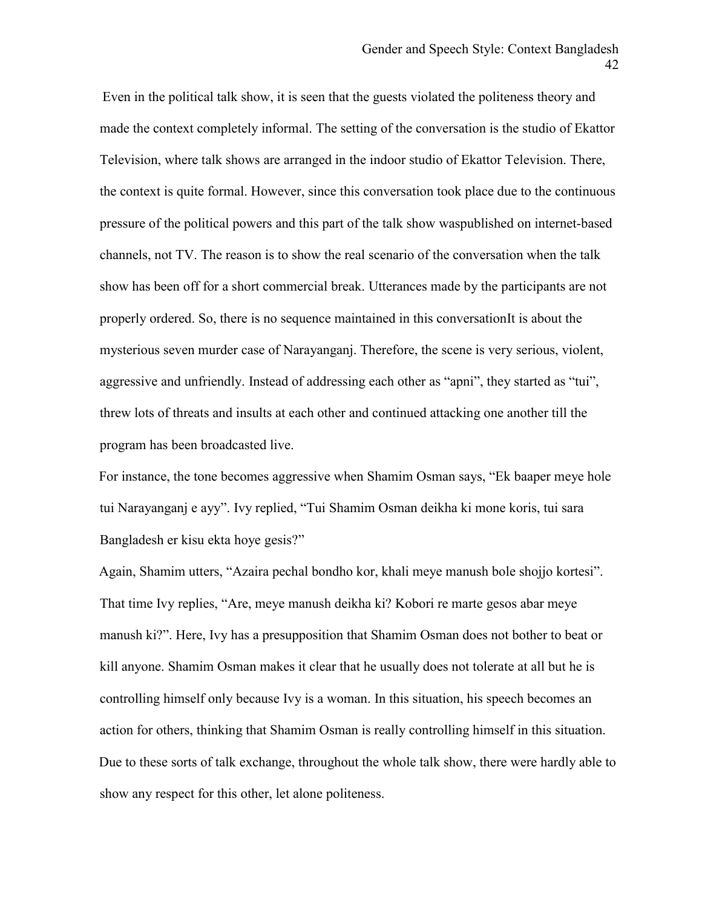Even in the political talk show, it is seen that the guests violated the politeness theory and made the context completely informal. The setting of the conversation is the studio of Ekattor Television, where talk shows are arranged in the indoor studio of Ekattor Television. There, the context is quite formal. However, since this conversation took place due to the continuous pressure of the political powers and this part of the talk show waspublished on internet-based channels, not TV. The reason is to show the real scenario of the conversation when the talk show has been off for a short commercial break. Utterances made by the participants are not properly ordered. So, there is no sequence maintained in this conversationIt is about the mysterious seven murder case of Narayanganj. Therefore, the scene is very serious, violent, aggressive and unfriendly. Instead of addressing each other as "apni", they started as "tui", threw lots of threats and insults at each other and continued attacking one another till the program has been broadcasted live.

For instance, the tone becomes aggressive when Shamim Osman says, "Ek baaper meye hole tui Narayanganj e ayy". Ivy replied, "Tui Shamim Osman deikha ki mone koris, tui sara Bangladesh er kisu ekta hoye gesis?"

Again, Shamim utters, "Azaira pechal bondho kor, khali meye manush bole shojjo kortesi". That time Ivy replies, "Are, meye manush deikha ki? Kobori re marte gesos abar meye manush ki?". Here, Ivy has a presupposition that Shamim Osman does not bother to beat or kill anyone. Shamim Osman makes it clear that he usually does not tolerate at all but he is controlling himself only because Ivy is a woman. In this situation, his speech becomes an action for others, thinking that Shamim Osman is really controlling himself in this situation. Due to these sorts of talk exchange, throughout the whole talk show, there were hardly able to show any respect for this other, let alone politeness.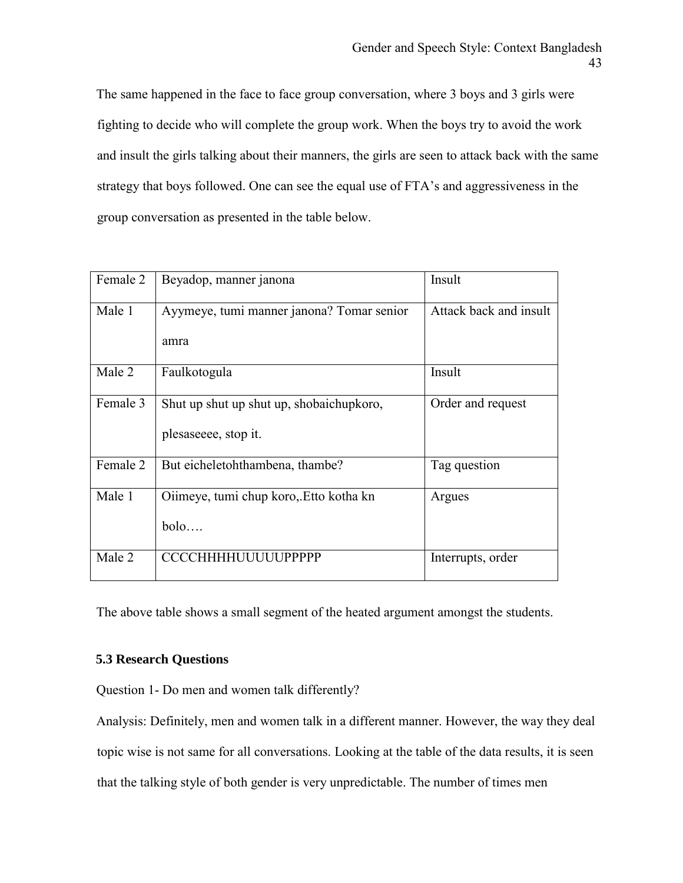The same happened in the face to face group conversation, where 3 boys and 3 girls were fighting to decide who will complete the group work. When the boys try to avoid the work and insult the girls talking about their manners, the girls are seen to attack back with the same strategy that boys followed. One can see the equal use of FTA's and aggressiveness in the group conversation as presented in the table below.

| | | |
|---|---|---|
| Female 2 | Beyadop, manner janona | Insult |
| Male 1 | Ayymeye, tumi manner janona? Tomar senior amra | Attack back and insult |
| Male 2 | Faulkotogula | Insult |
| Female 3 | Shut up shut up shut up, shobaichupkoro, plesaseeee, stop it. | Order and request |
| Female 2 | But eicheletohthambena, thambe? | Tag question |
| Male 1 | Oiimeye, tumi chup koro,.Etto kotha kn bolo…. | Argues |
| Male 2 | CCCCHHHHUUUUUPPPPP | Interrupts, order |

The above table shows a small segment of the heated argument amongst the students.

### 5.3 Research Questions

Question 1- Do men and women talk differently?

Analysis: Definitely, men and women talk in a different manner. However, the way they deal topic wise is not same for all conversations. Looking at the table of the data results, it is seen that the talking style of both gender is very unpredictable. The number of times men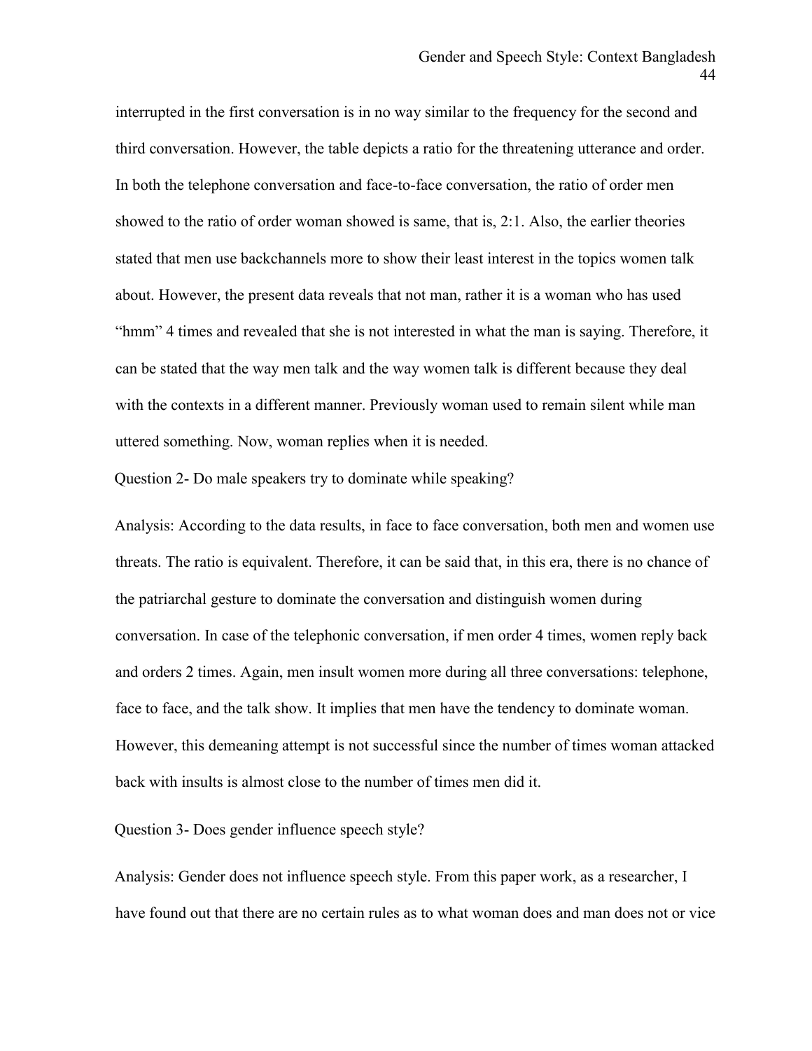interrupted in the first conversation is in no way similar to the frequency for the second and third conversation. However, the table depicts a ratio for the threatening utterance and order. In both the telephone conversation and face-to-face conversation, the ratio of order men showed to the ratio of order woman showed is same, that is, 2:1. Also, the earlier theories stated that men use backchannels more to show their least interest in the topics women talk about. However, the present data reveals that not man, rather it is a woman who has used "hmm" 4 times and revealed that she is not interested in what the man is saying. Therefore, it can be stated that the way men talk and the way women talk is different because they deal with the contexts in a different manner. Previously woman used to remain silent while man uttered something. Now, woman replies when it is needed.

Question 2- Do male speakers try to dominate while speaking?

Analysis: According to the data results, in face to face conversation, both men and women use threats. The ratio is equivalent. Therefore, it can be said that, in this era, there is no chance of the patriarchal gesture to dominate the conversation and distinguish women during conversation. In case of the telephonic conversation, if men order 4 times, women reply back and orders 2 times. Again, men insult women more during all three conversations: telephone, face to face, and the talk show. It implies that men have the tendency to dominate woman. However, this demeaning attempt is not successful since the number of times woman attacked back with insults is almost close to the number of times men did it.

Question 3- Does gender influence speech style?

Analysis: Gender does not influence speech style. From this paper work, as a researcher, I have found out that there are no certain rules as to what woman does and man does not or vice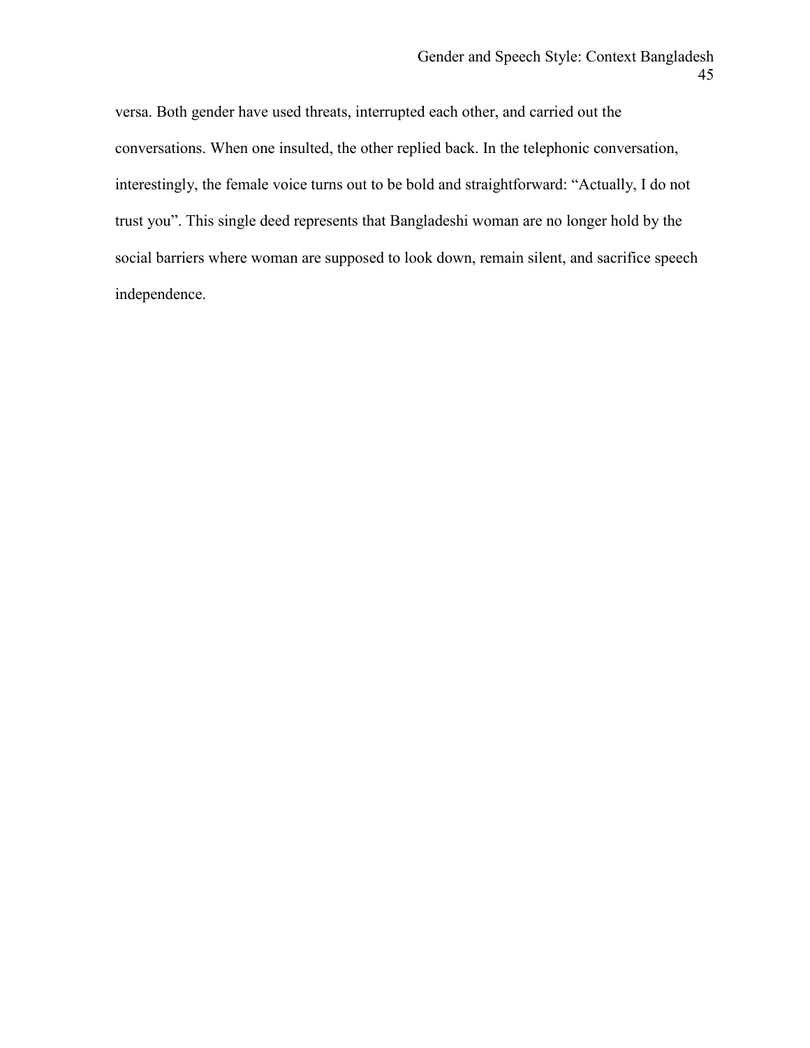versa. Both gender have used threats, interrupted each other, and carried out the conversations. When one insulted, the other replied back. In the telephonic conversation, interestingly, the female voice turns out to be bold and straightforward: “Actually, I do not trust you”. This single deed represents that Bangladeshi woman are no longer hold by the social barriers where woman are supposed to look down, remain silent, and sacrifice speech independence.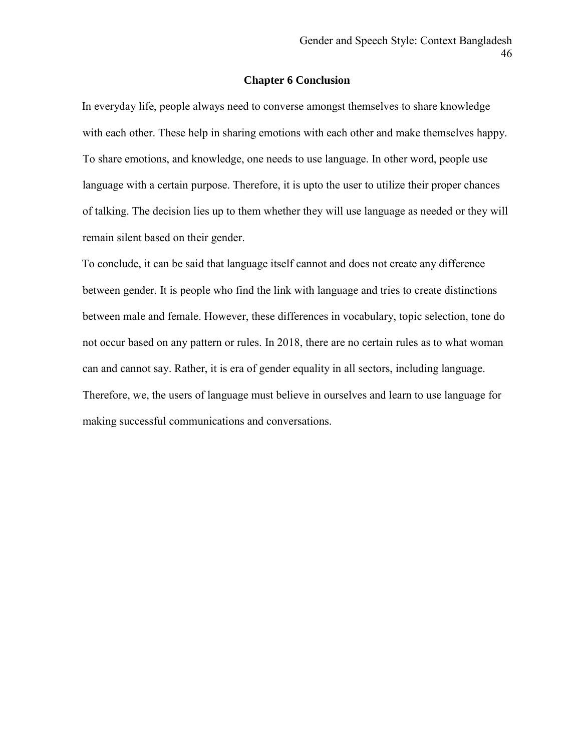# Chapter 6 Conclusion

In everyday life, people always need to converse amongst themselves to share knowledge with each other. These help in sharing emotions with each other and make themselves happy. To share emotions, and knowledge, one needs to use language. In other word, people use language with a certain purpose. Therefore, it is upto the user to utilize their proper chances of talking. The decision lies up to them whether they will use language as needed or they will remain silent based on their gender.

To conclude, it can be said that language itself cannot and does not create any difference between gender. It is people who find the link with language and tries to create distinctions between male and female. However, these differences in vocabulary, topic selection, tone do not occur based on any pattern or rules. In 2018, there are no certain rules as to what woman can and cannot say. Rather, it is era of gender equality in all sectors, including language. Therefore, we, the users of language must believe in ourselves and learn to use language for making successful communications and conversations.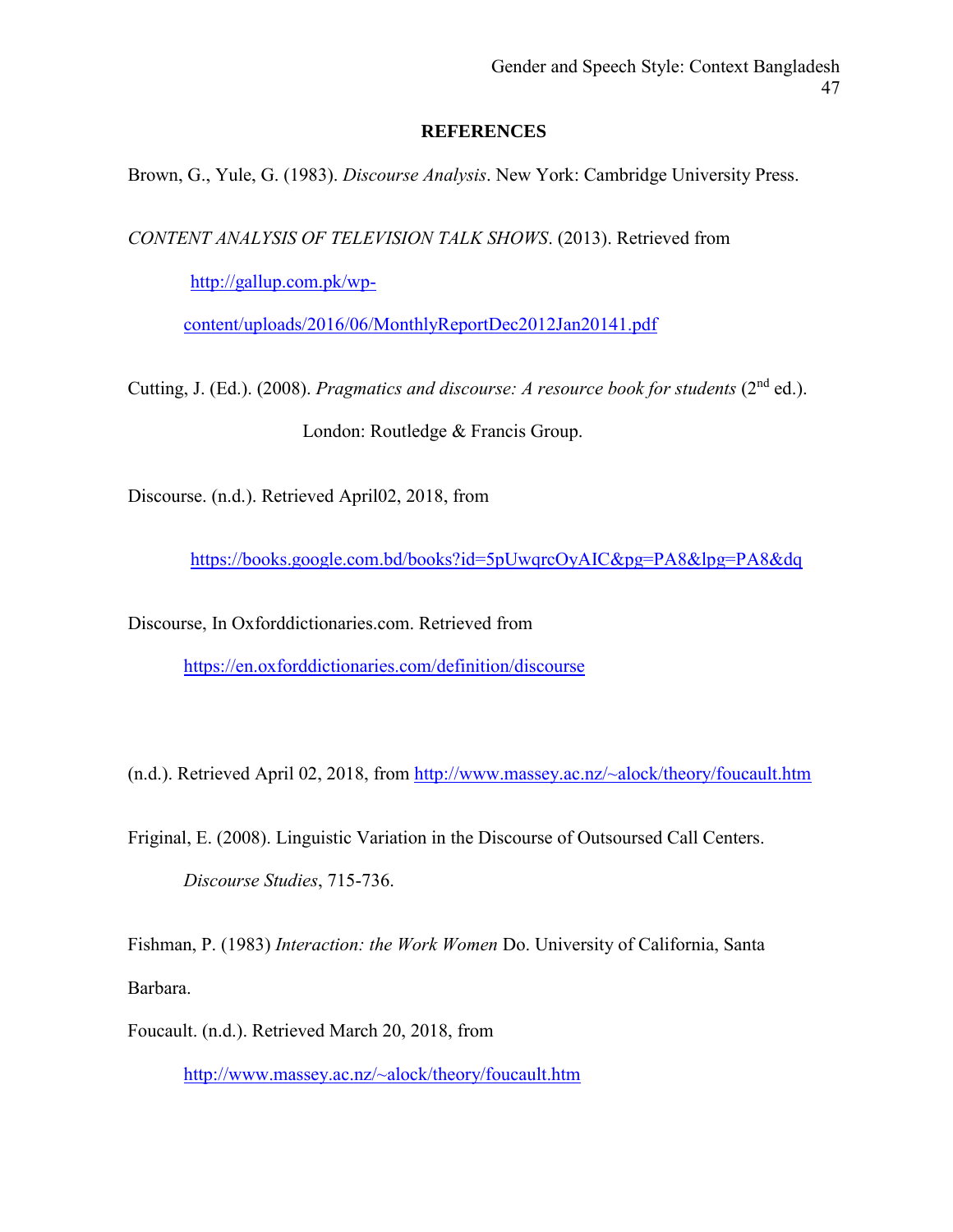# REFERENCES

Brown, G., Yule, G. (1983). *Discourse Analysis*. New York: Cambridge University Press.

*CONTENT ANALYSIS OF TELEVISION TALK SHOWS*. (2013). Retrieved from http://gallup.com.pk/wp-content/uploads/2016/06/MonthlyReportDec2012Jan20141.pdf

Cutting, J. (Ed.). (2008). *Pragmatics and discourse: A resource book for students* (2nd ed.). London: Routledge & Francis Group.

Discourse. (n.d.). Retrieved April02, 2018, from https://books.google.com.bd/books?id=5pUwqrcOyAIC&pg=PA8&lpg=PA8&dq

Discourse, In Oxforddictionaries.com. Retrieved from https://en.oxforddictionaries.com/definition/discourse

(n.d.). Retrieved April 02, 2018, from http://www.massey.ac.nz/~alock/theory/foucault.htm

Friginal, E. (2008). Linguistic Variation in the Discourse of Outsoursed Call Centers. *Discourse Studies*, 715-736.

Fishman, P. (1983) *Interaction: the Work Women* Do. University of California, Santa Barbara.

Foucault. (n.d.). Retrieved March 20, 2018, from http://www.massey.ac.nz/~alock/theory/foucault.htm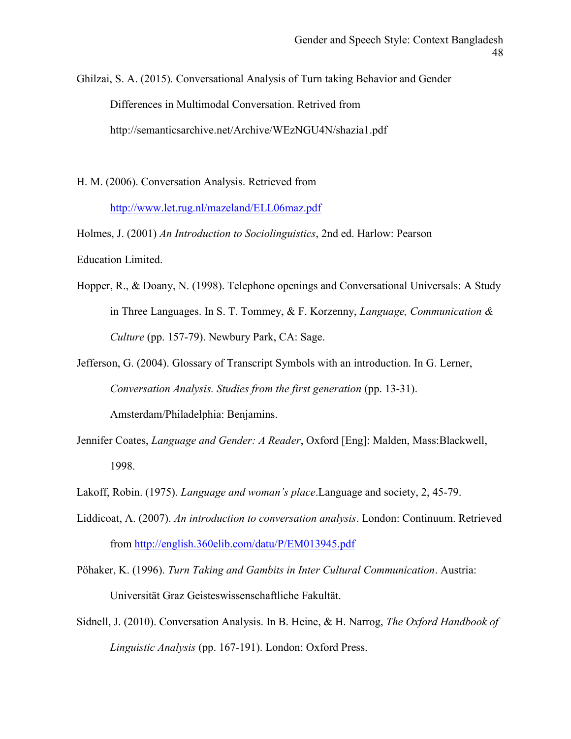Ghilzai, S. A. (2015). Conversational Analysis of Turn taking Behavior and Gender Differences in Multimodal Conversation. Retrived from http://semanticsarchive.net/Archive/WEzNGU4N/shazia1.pdf

H. M. (2006). Conversation Analysis. Retrieved from http://www.let.rug.nl/mazeland/ELL06maz.pdf

Holmes, J. (2001) *An Introduction to Sociolinguistics*, 2nd ed. Harlow: Pearson Education Limited.

Hopper, R., & Doany, N. (1998). Telephone openings and Conversational Universals: A Study in Three Languages. In S. T. Tommey, & F. Korzenny, *Language, Communication & Culture* (pp. 157-79). Newbury Park, CA: Sage.

Jefferson, G. (2004). Glossary of Transcript Symbols with an introduction. In G. Lerner, *Conversation Analysis. Studies from the first generation* (pp. 13-31). Amsterdam/Philadelphia: Benjamins.

Jennifer Coates, *Language and Gender: A Reader*, Oxford [Eng]: Malden, Mass:Blackwell, 1998.

Lakoff, Robin. (1975). *Language and woman's place*.Language and society, 2, 45-79.

Liddicoat, A. (2007). *An introduction to conversation analysis*. London: Continuum. Retrieved from http://english.360elib.com/datu/P/EM013945.pdf

Pöhaker, K. (1996). *Turn Taking and Gambits in Inter Cultural Communication*. Austria: Universität Graz Geisteswissenschaftliche Fakultät.

Sidnell, J. (2010). Conversation Analysis. In B. Heine, & H. Narrog, *The Oxford Handbook of Linguistic Analysis* (pp. 167-191). London: Oxford Press.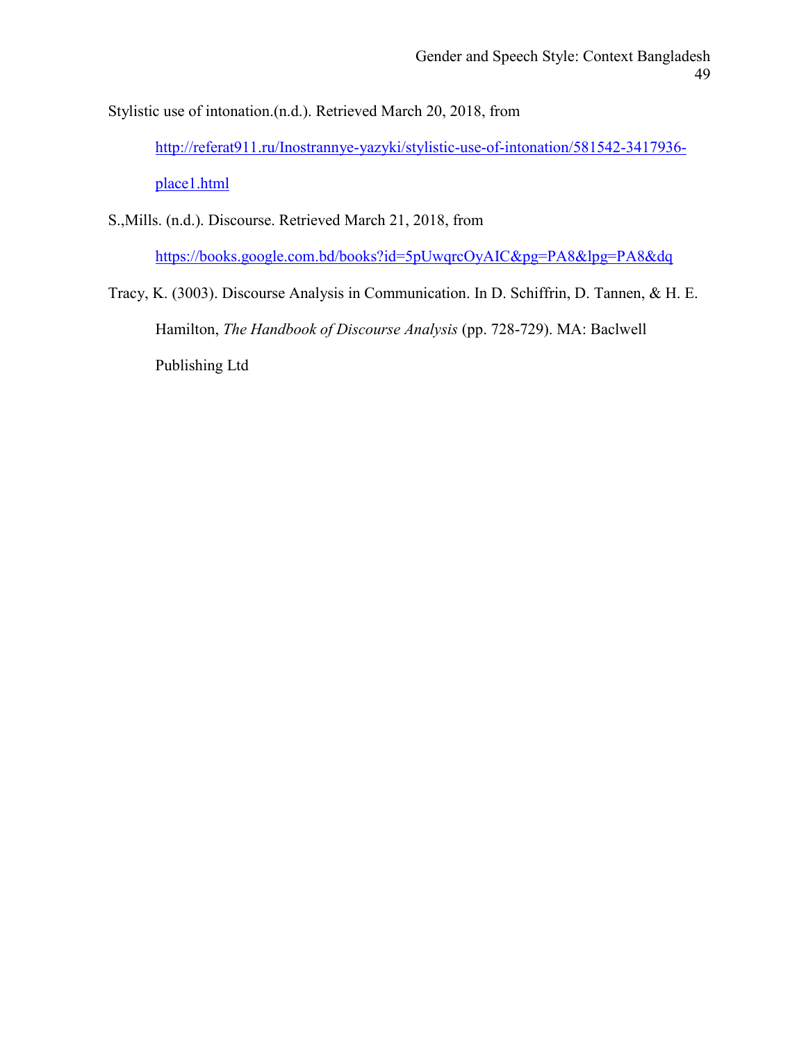Stylistic use of intonation.(n.d.). Retrieved March 20, 2018, from http://referat911.ru/Inostrannye-yazyki/stylistic-use-of-intonation/581542-3417936-place1.html

S.,Mills. (n.d.). Discourse. Retrieved March 21, 2018, from https://books.google.com.bd/books?id=5pUwqrcOyAIC&pg=PA8&lpg=PA8&dq

Tracy, K. (3003). Discourse Analysis in Communication. In D. Schiffrin, D. Tannen, & H. E. Hamilton, *The Handbook of Discourse Analysis* (pp. 728-729). MA: Baclwell Publishing Ltd